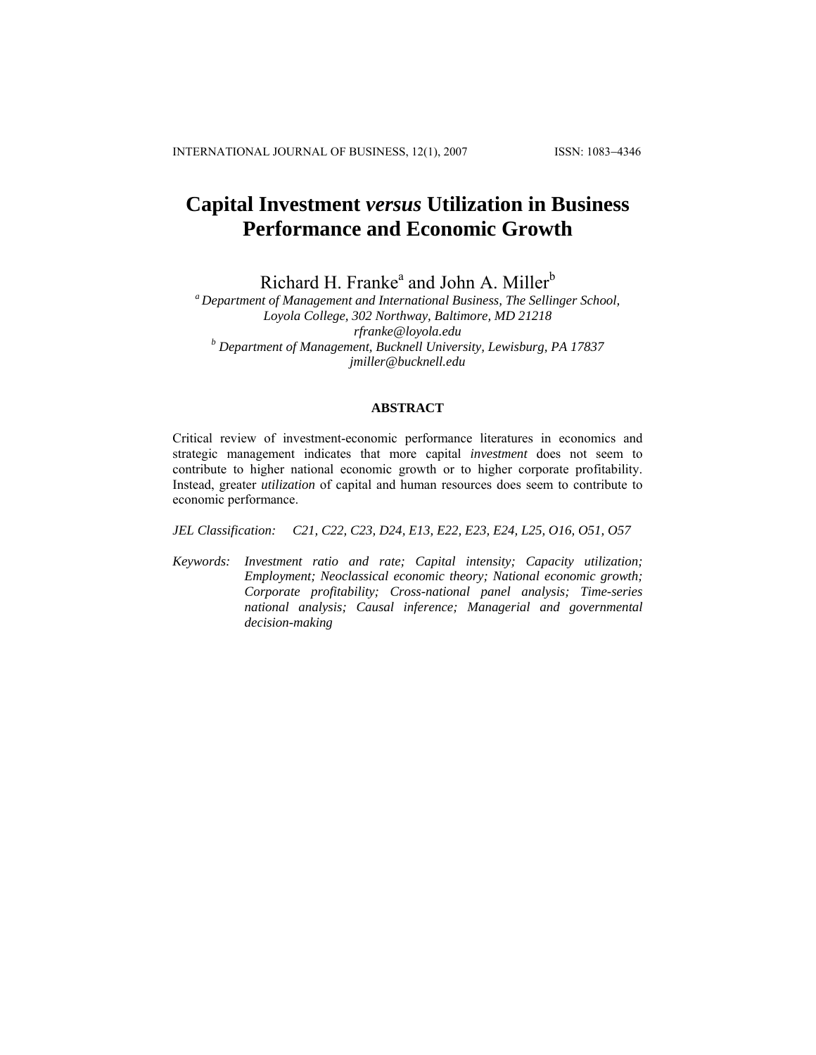# Capital Investment *versus* Utilization in Business Performance and Economic Growth

Richard H. Franke[a] and John A. Miller[b]

[a] *Department of Management and International Business, The Sellinger School, Loyola College, 302 Northway, Baltimore, MD 21218*
*rfranke@loyola.edu*
[b] *Department of Management, Bucknell University, Lewisburg, PA 17837*
*jmiller@bucknell.edu*

## ABSTRACT

Critical review of investment-economic performance literatures in economics and strategic management indicates that more capital *investment* does not seem to contribute to higher national economic growth or to higher corporate profitability. Instead, greater *utilization* of capital and human resources does seem to contribute to economic performance.

*JEL Classification:* *C21, C22, C23, D24, E13, E22, E23, E24, L25, O16, O51, O57*

*Keywords:* *Investment ratio and rate; Capital intensity; Capacity utilization; Employment; Neoclassical economic theory; National economic growth; Corporate profitability; Cross-national panel analysis; Time-series national analysis; Causal inference; Managerial and governmental decision-making*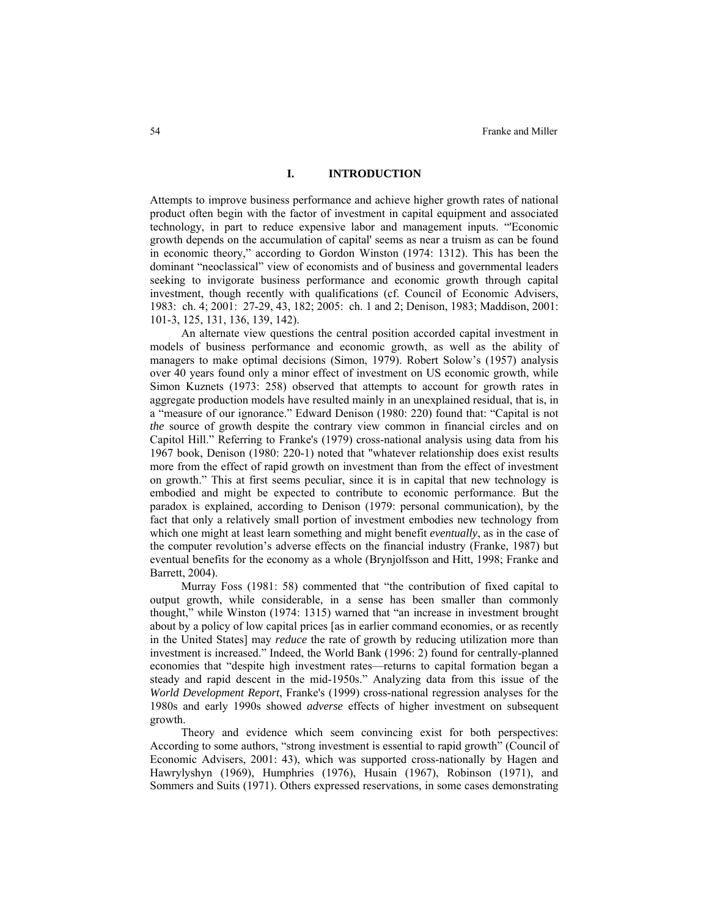## I. INTRODUCTION

Attempts to improve business performance and achieve higher growth rates of national product often begin with the factor of investment in capital equipment and associated technology, in part to reduce expensive labor and management inputs. "'Economic growth depends on the accumulation of capital' seems as near a truism as can be found in economic theory," according to Gordon Winston (1974: 1312). This has been the dominant "neoclassical" view of economists and of business and governmental leaders seeking to invigorate business performance and economic growth through capital investment, though recently with qualifications (cf. Council of Economic Advisers, 1983: ch. 4; 2001: 27-29, 43, 182; 2005: ch. 1 and 2; Denison, 1983; Maddison, 2001: 101-3, 125, 131, 136, 139, 142).

An alternate view questions the central position accorded capital investment in models of business performance and economic growth, as well as the ability of managers to make optimal decisions (Simon, 1979). Robert Solow's (1957) analysis over 40 years found only a minor effect of investment on US economic growth, while Simon Kuznets (1973: 258) observed that attempts to account for growth rates in aggregate production models have resulted mainly in an unexplained residual, that is, in a "measure of our ignorance." Edward Denison (1980: 220) found that: "Capital is not *the* source of growth despite the contrary view common in financial circles and on Capitol Hill." Referring to Franke's (1979) cross-national analysis using data from his 1967 book, Denison (1980: 220-1) noted that "whatever relationship does exist results more from the effect of rapid growth on investment than from the effect of investment on growth." This at first seems peculiar, since it is in capital that new technology is embodied and might be expected to contribute to economic performance. But the paradox is explained, according to Denison (1979: personal communication), by the fact that only a relatively small portion of investment embodies new technology from which one might at least learn something and might benefit *eventually*, as in the case of the computer revolution's adverse effects on the financial industry (Franke, 1987) but eventual benefits for the economy as a whole (Brynjolfsson and Hitt, 1998; Franke and Barrett, 2004).

Murray Foss (1981: 58) commented that "the contribution of fixed capital to output growth, while considerable, in a sense has been smaller than commonly thought," while Winston (1974: 1315) warned that "an increase in investment brought about by a policy of low capital prices [as in earlier command economies, or as recently in the United States] may *reduce* the rate of growth by reducing utilization more than investment is increased." Indeed, the World Bank (1996: 2) found for centrally-planned economies that "despite high investment rates—returns to capital formation began a steady and rapid descent in the mid-1950s." Analyzing data from this issue of the *World Development Report*, Franke's (1999) cross-national regression analyses for the 1980s and early 1990s showed *adverse* effects of higher investment on subsequent growth.

Theory and evidence which seem convincing exist for both perspectives: According to some authors, "strong investment is essential to rapid growth" (Council of Economic Advisers, 2001: 43), which was supported cross-nationally by Hagen and Hawrylyshyn (1969), Humphries (1976), Husain (1967), Robinson (1971), and Sommers and Suits (1971). Others expressed reservations, in some cases demonstrating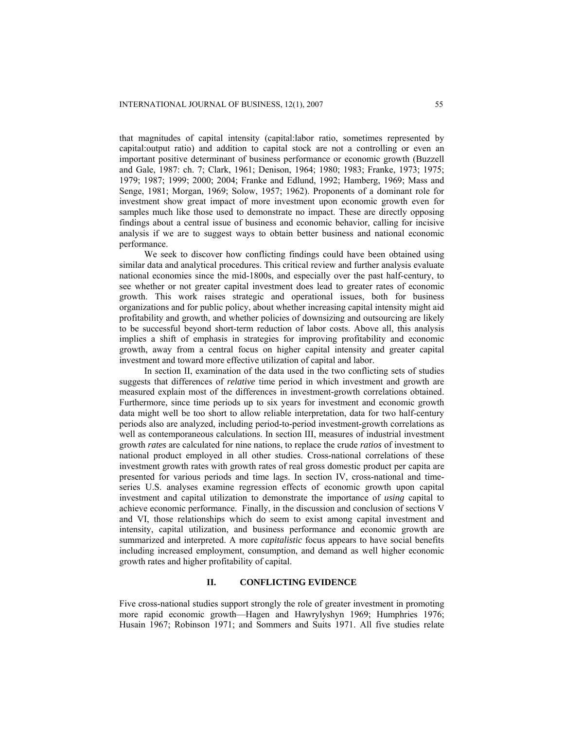that magnitudes of capital intensity (capital:labor ratio, sometimes represented by capital:output ratio) and addition to capital stock are not a controlling or even an important positive determinant of business performance or economic growth (Buzzell and Gale, 1987: ch. 7; Clark, 1961; Denison, 1964; 1980; 1983; Franke, 1973; 1975; 1979; 1987; 1999; 2000; 2004; Franke and Edlund, 1992; Hamberg, 1969; Mass and Senge, 1981; Morgan, 1969; Solow, 1957; 1962). Proponents of a dominant role for investment show great impact of more investment upon economic growth even for samples much like those used to demonstrate no impact. These are directly opposing findings about a central issue of business and economic behavior, calling for incisive analysis if we are to suggest ways to obtain better business and national economic performance.

We seek to discover how conflicting findings could have been obtained using similar data and analytical procedures. This critical review and further analysis evaluate national economies since the mid-1800s, and especially over the past half-century, to see whether or not greater capital investment does lead to greater rates of economic growth. This work raises strategic and operational issues, both for business organizations and for public policy, about whether increasing capital intensity might aid profitability and growth, and whether policies of downsizing and outsourcing are likely to be successful beyond short-term reduction of labor costs. Above all, this analysis implies a shift of emphasis in strategies for improving profitability and economic growth, away from a central focus on higher capital intensity and greater capital investment and toward more effective utilization of capital and labor.

In section II, examination of the data used in the two conflicting sets of studies suggests that differences of *relative* time period in which investment and growth are measured explain most of the differences in investment-growth correlations obtained. Furthermore, since time periods up to six years for investment and economic growth data might well be too short to allow reliable interpretation, data for two half-century periods also are analyzed, including period-to-period investment-growth correlations as well as contemporaneous calculations. In section III, measures of industrial investment growth *rates* are calculated for nine nations, to replace the crude *ratios* of investment to national product employed in all other studies. Cross-national correlations of these investment growth rates with growth rates of real gross domestic product per capita are presented for various periods and time lags. In section IV, cross-national and time-series U.S. analyses examine regression effects of economic growth upon capital investment and capital utilization to demonstrate the importance of *using* capital to achieve economic performance. Finally, in the discussion and conclusion of sections V and VI, those relationships which do seem to exist among capital investment and intensity, capital utilization, and business performance and economic growth are summarized and interpreted. A more *capitalistic* focus appears to have social benefits including increased employment, consumption, and demand as well higher economic growth rates and higher profitability of capital.

## II. CONFLICTING EVIDENCE

Five cross-national studies support strongly the role of greater investment in promoting more rapid economic growth—Hagen and Hawrylyshyn 1969; Humphries 1976; Husain 1967; Robinson 1971; and Sommers and Suits 1971. All five studies relate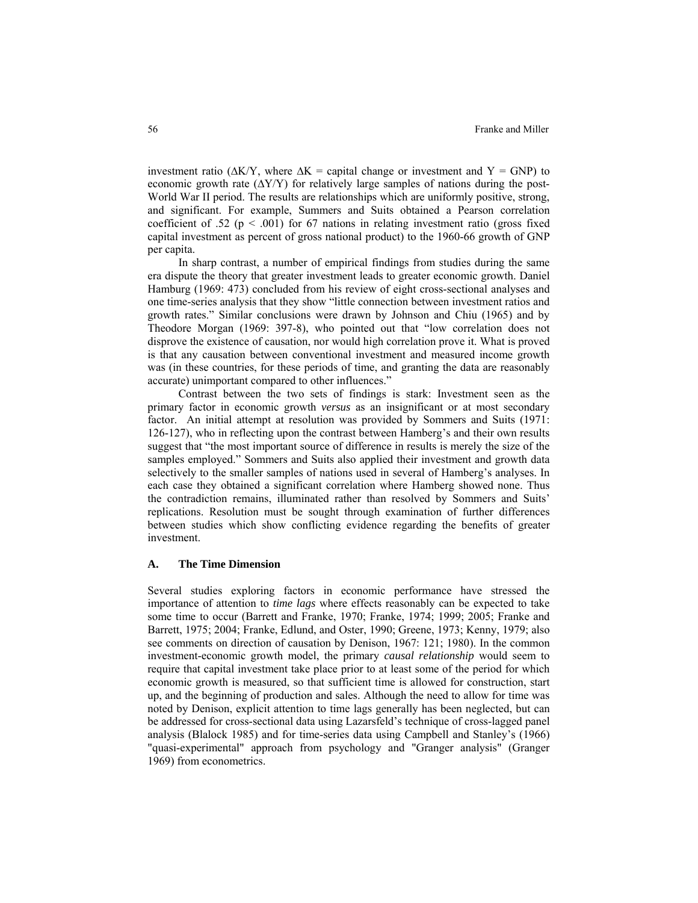investment ratio ($\Delta K/Y$, where $\Delta K$ = capital change or investment and $Y$ = GNP) to economic growth rate ($\Delta Y/Y$) for relatively large samples of nations during the post-World War II period. The results are relationships which are uniformly positive, strong, and significant. For example, Summers and Suits obtained a Pearson correlation coefficient of .52 ($p < .001$) for 67 nations in relating investment ratio (gross fixed capital investment as percent of gross national product) to the 1960-66 growth of GNP per capita.

In sharp contrast, a number of empirical findings from studies during the same era dispute the theory that greater investment leads to greater economic growth. Daniel Hamburg (1969: 473) concluded from his review of eight cross-sectional analyses and one time-series analysis that they show "little connection between investment ratios and growth rates." Similar conclusions were drawn by Johnson and Chiu (1965) and by Theodore Morgan (1969: 397-8), who pointed out that "low correlation does not disprove the existence of causation, nor would high correlation prove it. What is proved is that any causation between conventional investment and measured income growth was (in these countries, for these periods of time, and granting the data are reasonably accurate) unimportant compared to other influences."

Contrast between the two sets of findings is stark: Investment seen as the primary factor in economic growth *versus* as an insignificant or at most secondary factor. An initial attempt at resolution was provided by Sommers and Suits (1971: 126-127), who in reflecting upon the contrast between Hamberg's and their own results suggest that "the most important source of difference in results is merely the size of the samples employed." Sommers and Suits also applied their investment and growth data selectively to the smaller samples of nations used in several of Hamberg's analyses. In each case they obtained a significant correlation where Hamberg showed none. Thus the contradiction remains, illuminated rather than resolved by Sommers and Suits' replications. Resolution must be sought through examination of further differences between studies which show conflicting evidence regarding the benefits of greater investment.

### A. The Time Dimension

Several studies exploring factors in economic performance have stressed the importance of attention to *time lags* where effects reasonably can be expected to take some time to occur (Barrett and Franke, 1970; Franke, 1974; 1999; 2005; Franke and Barrett, 1975; 2004; Franke, Edlund, and Oster, 1990; Greene, 1973; Kenny, 1979; also see comments on direction of causation by Denison, 1967: 121; 1980). In the common investment-economic growth model, the primary *causal relationship* would seem to require that capital investment take place prior to at least some of the period for which economic growth is measured, so that sufficient time is allowed for construction, start up, and the beginning of production and sales. Although the need to allow for time was noted by Denison, explicit attention to time lags generally has been neglected, but can be addressed for cross-sectional data using Lazarsfeld's technique of cross-lagged panel analysis (Blalock 1985) and for time-series data using Campbell and Stanley's (1966) "quasi-experimental" approach from psychology and "Granger analysis" (Granger 1969) from econometrics.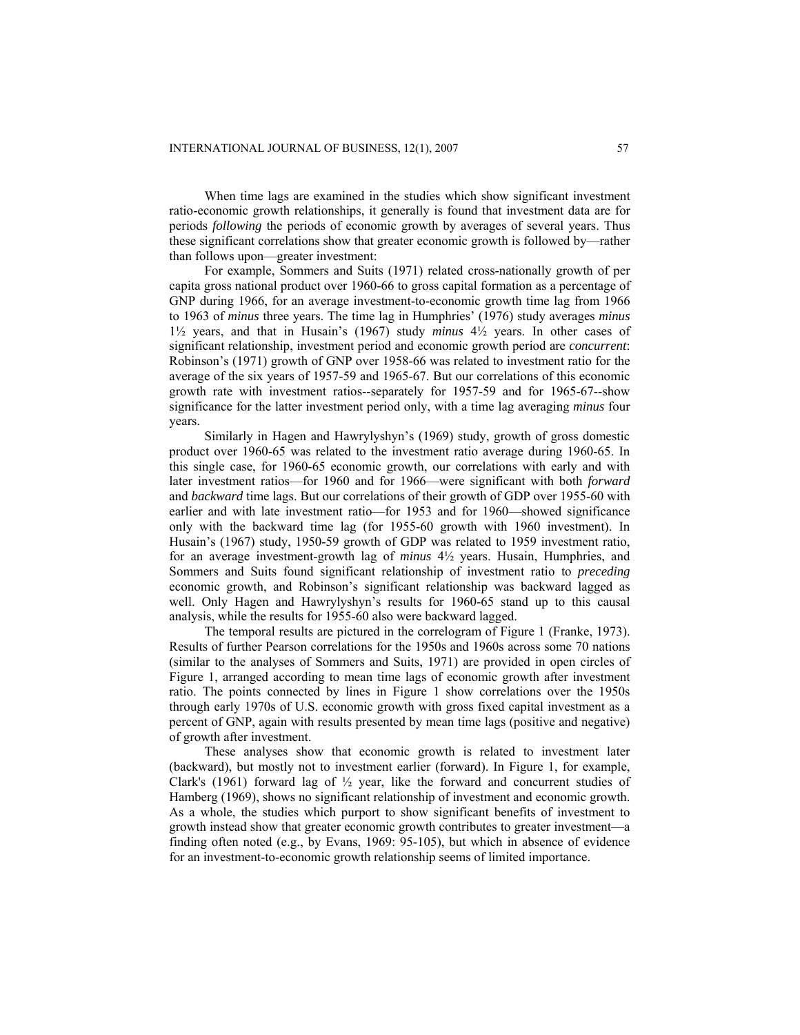When time lags are examined in the studies which show significant investment ratio-economic growth relationships, it generally is found that investment data are for periods *following* the periods of economic growth by averages of several years. Thus these significant correlations show that greater economic growth is followed by—rather than follows upon—greater investment:

For example, Sommers and Suits (1971) related cross-nationally growth of per capita gross national product over 1960-66 to gross capital formation as a percentage of GNP during 1966, for an average investment-to-economic growth time lag from 1966 to 1963 of *minus* three years. The time lag in Humphries' (1976) study averages *minus* 1½ years, and that in Husain's (1967) study *minus* 4½ years. In other cases of significant relationship, investment period and economic growth period are *concurrent*: Robinson's (1971) growth of GNP over 1958-66 was related to investment ratio for the average of the six years of 1957-59 and 1965-67. But our correlations of this economic growth rate with investment ratios--separately for 1957-59 and for 1965-67--show significance for the latter investment period only, with a time lag averaging *minus* four years.

Similarly in Hagen and Hawrylyshyn's (1969) study, growth of gross domestic product over 1960-65 was related to the investment ratio average during 1960-65. In this single case, for 1960-65 economic growth, our correlations with early and with later investment ratios—for 1960 and for 1966—were significant with both *forward* and *backward* time lags. But our correlations of their growth of GDP over 1955-60 with earlier and with late investment ratio—for 1953 and for 1960—showed significance only with the backward time lag (for 1955-60 growth with 1960 investment). In Husain's (1967) study, 1950-59 growth of GDP was related to 1959 investment ratio, for an average investment-growth lag of *minus* 4½ years. Husain, Humphries, and Sommers and Suits found significant relationship of investment ratio to *preceding* economic growth, and Robinson's significant relationship was backward lagged as well. Only Hagen and Hawrylyshyn's results for 1960-65 stand up to this causal analysis, while the results for 1955-60 also were backward lagged.

The temporal results are pictured in the correlogram of Figure 1 (Franke, 1973). Results of further Pearson correlations for the 1950s and 1960s across some 70 nations (similar to the analyses of Sommers and Suits, 1971) are provided in open circles of Figure 1, arranged according to mean time lags of economic growth after investment ratio. The points connected by lines in Figure 1 show correlations over the 1950s through early 1970s of U.S. economic growth with gross fixed capital investment as a percent of GNP, again with results presented by mean time lags (positive and negative) of growth after investment.

These analyses show that economic growth is related to investment later (backward), but mostly not to investment earlier (forward). In Figure 1, for example, Clark's (1961) forward lag of ½ year, like the forward and concurrent studies of Hamberg (1969), shows no significant relationship of investment and economic growth. As a whole, the studies which purport to show significant benefits of investment to growth instead show that greater economic growth contributes to greater investment—a finding often noted (e.g., by Evans, 1969: 95-105), but which in absence of evidence for an investment-to-economic growth relationship seems of limited importance.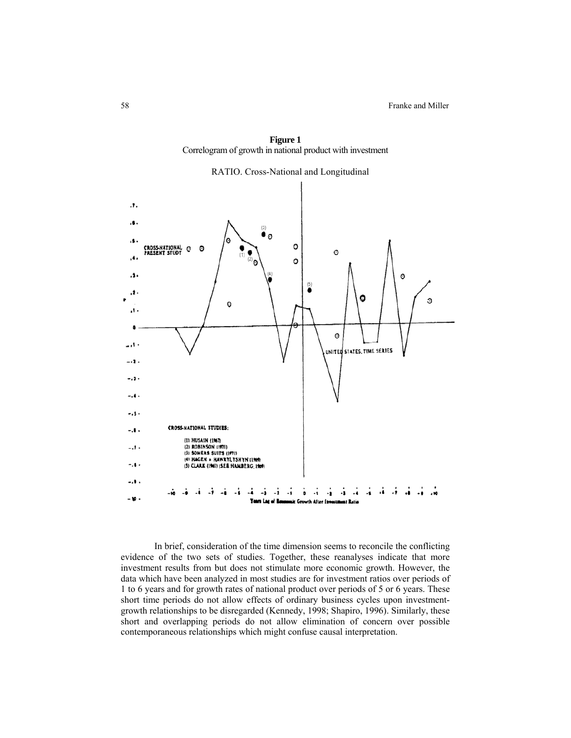**Figure 1**
Correlogram of growth in national product with investment

RATIO. Cross-National and Longitudinal

In brief, consideration of the time dimension seems to reconcile the conflicting evidence of the two sets of studies. Together, these reanalyses indicate that more investment results from but does not stimulate more economic growth. However, the data which have been analyzed in most studies are for investment ratios over periods of 1 to 6 years and for growth rates of national product over periods of 5 or 6 years. These short time periods do not allow effects of ordinary business cycles upon investment-growth relationships to be disregarded (Kennedy, 1998; Shapiro, 1996). Similarly, these short and overlapping periods do not allow elimination of concern over possible contemporaneous relationships which might confuse causal interpretation.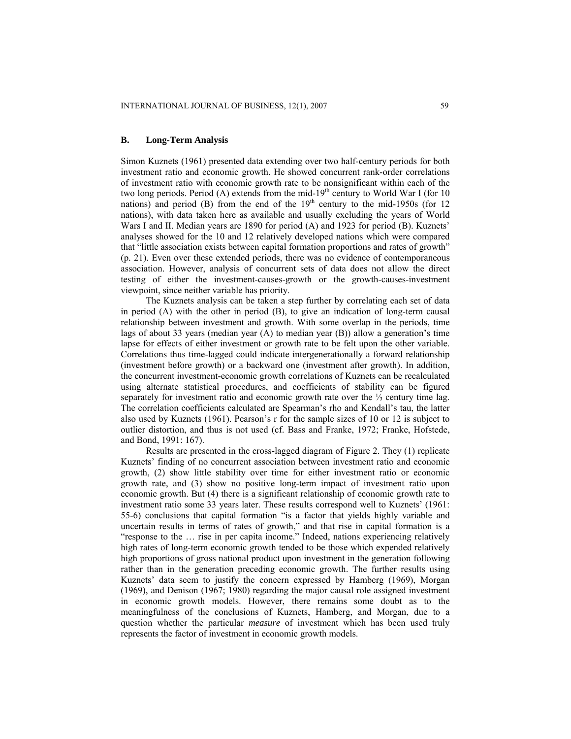### B. Long-Term Analysis

Simon Kuznets (1961) presented data extending over two half-century periods for both investment ratio and economic growth. He showed concurrent rank-order correlations of investment ratio with economic growth rate to be nonsignificant within each of the two long periods. Period (A) extends from the mid-19th century to World War I (for 10 nations) and period (B) from the end of the 19th century to the mid-1950s (for 12 nations), with data taken here as available and usually excluding the years of World Wars I and II. Median years are 1890 for period (A) and 1923 for period (B). Kuznets' analyses showed for the 10 and 12 relatively developed nations which were compared that "little association exists between capital formation proportions and rates of growth" (p. 21). Even over these extended periods, there was no evidence of contemporaneous association. However, analysis of concurrent sets of data does not allow the direct testing of either the investment-causes-growth or the growth-causes-investment viewpoint, since neither variable has priority.

The Kuznets analysis can be taken a step further by correlating each set of data in period (A) with the other in period (B), to give an indication of long-term causal relationship between investment and growth. With some overlap in the periods, time lags of about 33 years (median year (A) to median year (B)) allow a generation's time lapse for effects of either investment or growth rate to be felt upon the other variable. Correlations thus time-lagged could indicate intergenerationally a forward relationship (investment before growth) or a backward one (investment after growth). In addition, the concurrent investment-economic growth correlations of Kuznets can be recalculated using alternate statistical procedures, and coefficients of stability can be figured separately for investment ratio and economic growth rate over the ⅓ century time lag. The correlation coefficients calculated are Spearman's rho and Kendall's tau, the latter also used by Kuznets (1961). Pearson's r for the sample sizes of 10 or 12 is subject to outlier distortion, and thus is not used (cf. Bass and Franke, 1972; Franke, Hofstede, and Bond, 1991: 167).

Results are presented in the cross-lagged diagram of Figure 2. They (1) replicate Kuznets' finding of no concurrent association between investment ratio and economic growth, (2) show little stability over time for either investment ratio or economic growth rate, and (3) show no positive long-term impact of investment ratio upon economic growth. But (4) there is a significant relationship of economic growth rate to investment ratio some 33 years later. These results correspond well to Kuznets' (1961: 55-6) conclusions that capital formation "is a factor that yields highly variable and uncertain results in terms of rates of growth," and that rise in capital formation is a "response to the … rise in per capita income." Indeed, nations experiencing relatively high rates of long-term economic growth tended to be those which expended relatively high proportions of gross national product upon investment in the generation following rather than in the generation preceding economic growth. The further results using Kuznets' data seem to justify the concern expressed by Hamberg (1969), Morgan (1969), and Denison (1967; 1980) regarding the major causal role assigned investment in economic growth models. However, there remains some doubt as to the meaningfulness of the conclusions of Kuznets, Hamberg, and Morgan, due to a question whether the particular *measure* of investment which has been used truly represents the factor of investment in economic growth models.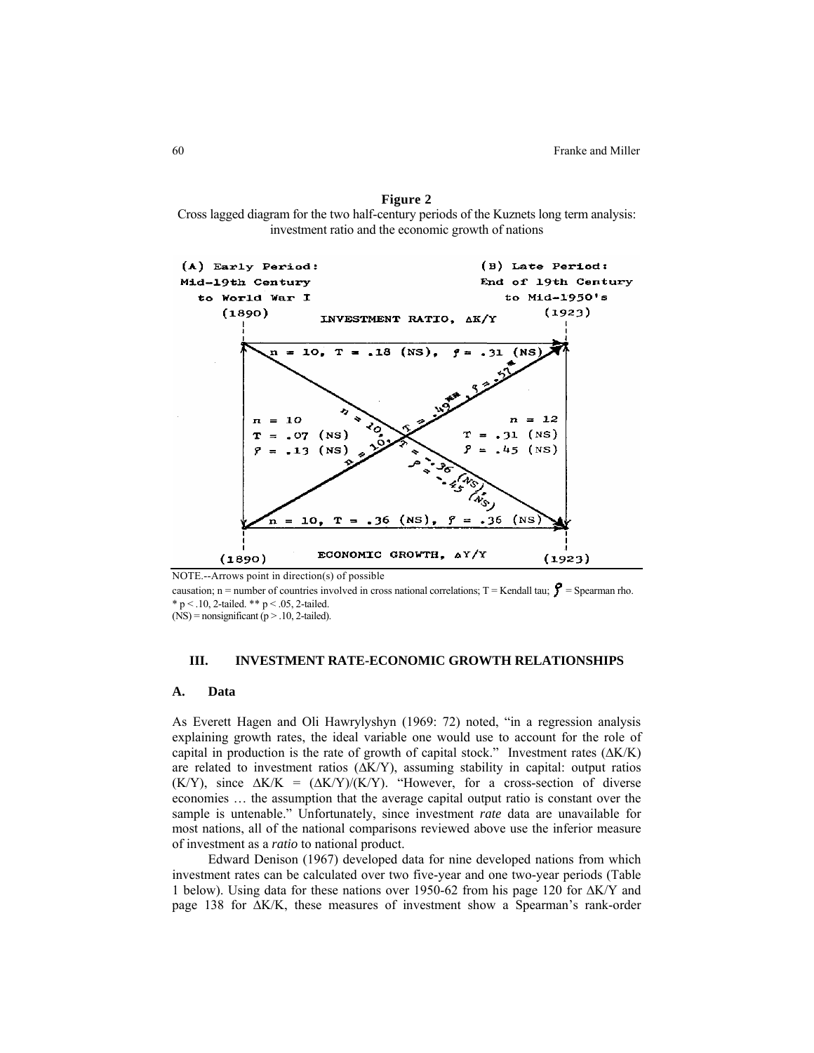**Figure 2**

Cross lagged diagram for the two half-century periods of the Kuznets long term analysis: investment ratio and the economic growth of nations

(A) Early Period: Mid-19th Century to World War I (1890)

(B) Late Period: End of 19th Century to Mid-1950's (1923)

INVESTMENT RATIO, $\Delta K/Y$

$n = 10$, $T = .18$ (NS), $\rho = .31$ (NS)

$n = 10$, $T = .07$ (NS), $\rho = .13$ (NS)

$n = 12$, $T = .31$ (NS), $\rho = .45$ (NS)

$n = 10$, $T = .49$**, $\rho = .57$*

$n = 10$, $T = -.36$ (NS), $\rho = -.45$ (NS)

$n = 10$, $T = .36$ (NS), $\rho = .36$ (NS)

ECONOMIC GROWTH, $\Delta Y/Y$ (1890) (1923)

NOTE.--Arrows point in direction(s) of possible causation; n = number of countries involved in cross national correlations; T = Kendall tau; $\rho$ = Spearman rho.
\* $p < .10$, 2-tailed. ** $p < .05$, 2-tailed.
(NS) = nonsignificant ($p > .10$, 2-tailed).

## III. INVESTMENT RATE-ECONOMIC GROWTH RELATIONSHIPS

### A. Data

As Everett Hagen and Oli Hawrylyshyn (1969: 72) noted, "in a regression analysis explaining growth rates, the ideal variable one would use to account for the role of capital in production is the rate of growth of capital stock." Investment rates ($\Delta K/K$) are related to investment ratios ($\Delta K/Y$), assuming stability in capital: output ratios ($K/Y$), since $\Delta K/K = (\Delta K/Y)/(K/Y)$. "However, for a cross-section of diverse economies … the assumption that the average capital output ratio is constant over the sample is untenable." Unfortunately, since investment *rate* data are unavailable for most nations, all of the national comparisons reviewed above use the inferior measure of investment as a *ratio* to national product.

Edward Denison (1967) developed data for nine developed nations from which investment rates can be calculated over two five-year and one two-year periods (Table 1 below). Using data for these nations over 1950-62 from his page 120 for $\Delta K/Y$ and page 138 for $\Delta K/K$, these measures of investment show a Spearman's rank-order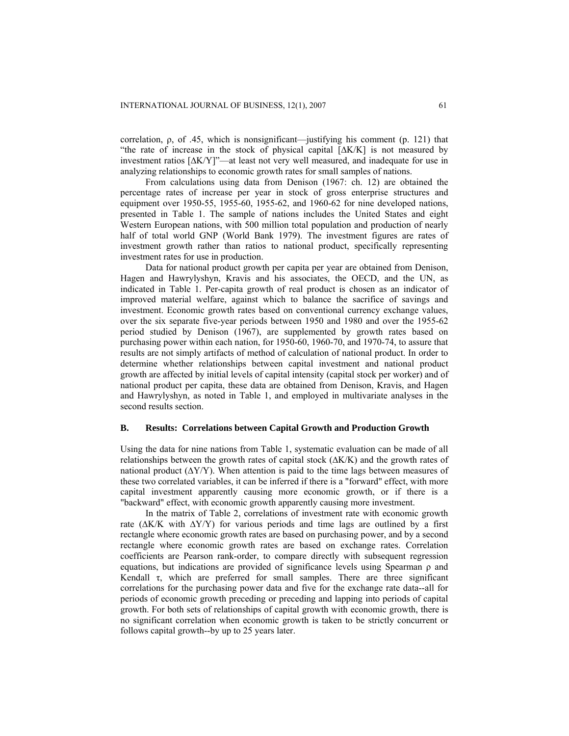correlation, ρ, of .45, which is nonsignificant—justifying his comment (p. 121) that "the rate of increase in the stock of physical capital [$\Delta K/K$] is not measured by investment ratios [$\Delta K/Y$]"—at least not very well measured, and inadequate for use in analyzing relationships to economic growth rates for small samples of nations.

From calculations using data from Denison (1967: ch. 12) are obtained the percentage rates of increase per year in stock of gross enterprise structures and equipment over 1950-55, 1955-60, 1955-62, and 1960-62 for nine developed nations, presented in Table 1. The sample of nations includes the United States and eight Western European nations, with 500 million total population and production of nearly half of total world GNP (World Bank 1979). The investment figures are rates of investment growth rather than ratios to national product, specifically representing investment rates for use in production.

Data for national product growth per capita per year are obtained from Denison, Hagen and Hawrylyshyn, Kravis and his associates, the OECD, and the UN, as indicated in Table 1. Per-capita growth of real product is chosen as an indicator of improved material welfare, against which to balance the sacrifice of savings and investment. Economic growth rates based on conventional currency exchange values, over the six separate five-year periods between 1950 and 1980 and over the 1955-62 period studied by Denison (1967), are supplemented by growth rates based on purchasing power within each nation, for 1950-60, 1960-70, and 1970-74, to assure that results are not simply artifacts of method of calculation of national product. In order to determine whether relationships between capital investment and national product growth are affected by initial levels of capital intensity (capital stock per worker) and of national product per capita, these data are obtained from Denison, Kravis, and Hagen and Hawrylyshyn, as noted in Table 1, and employed in multivariate analyses in the second results section.

## B. Results: Correlations between Capital Growth and Production Growth

Using the data for nine nations from Table 1, systematic evaluation can be made of all relationships between the growth rates of capital stock ($\Delta K/K$) and the growth rates of national product ($\Delta Y/Y$). When attention is paid to the time lags between measures of these two correlated variables, it can be inferred if there is a "forward" effect, with more capital investment apparently causing more economic growth, or if there is a "backward" effect, with economic growth apparently causing more investment.

In the matrix of Table 2, correlations of investment rate with economic growth rate ($\Delta K/K$ with $\Delta Y/Y$) for various periods and time lags are outlined by a first rectangle where economic growth rates are based on purchasing power, and by a second rectangle where economic growth rates are based on exchange rates. Correlation coefficients are Pearson rank-order, to compare directly with subsequent regression equations, but indications are provided of significance levels using Spearman ρ and Kendall τ, which are preferred for small samples. There are three significant correlations for the purchasing power data and five for the exchange rate data--all for periods of economic growth preceding or preceding and lapping into periods of capital growth. For both sets of relationships of capital growth with economic growth, there is no significant correlation when economic growth is taken to be strictly concurrent or follows capital growth--by up to 25 years later.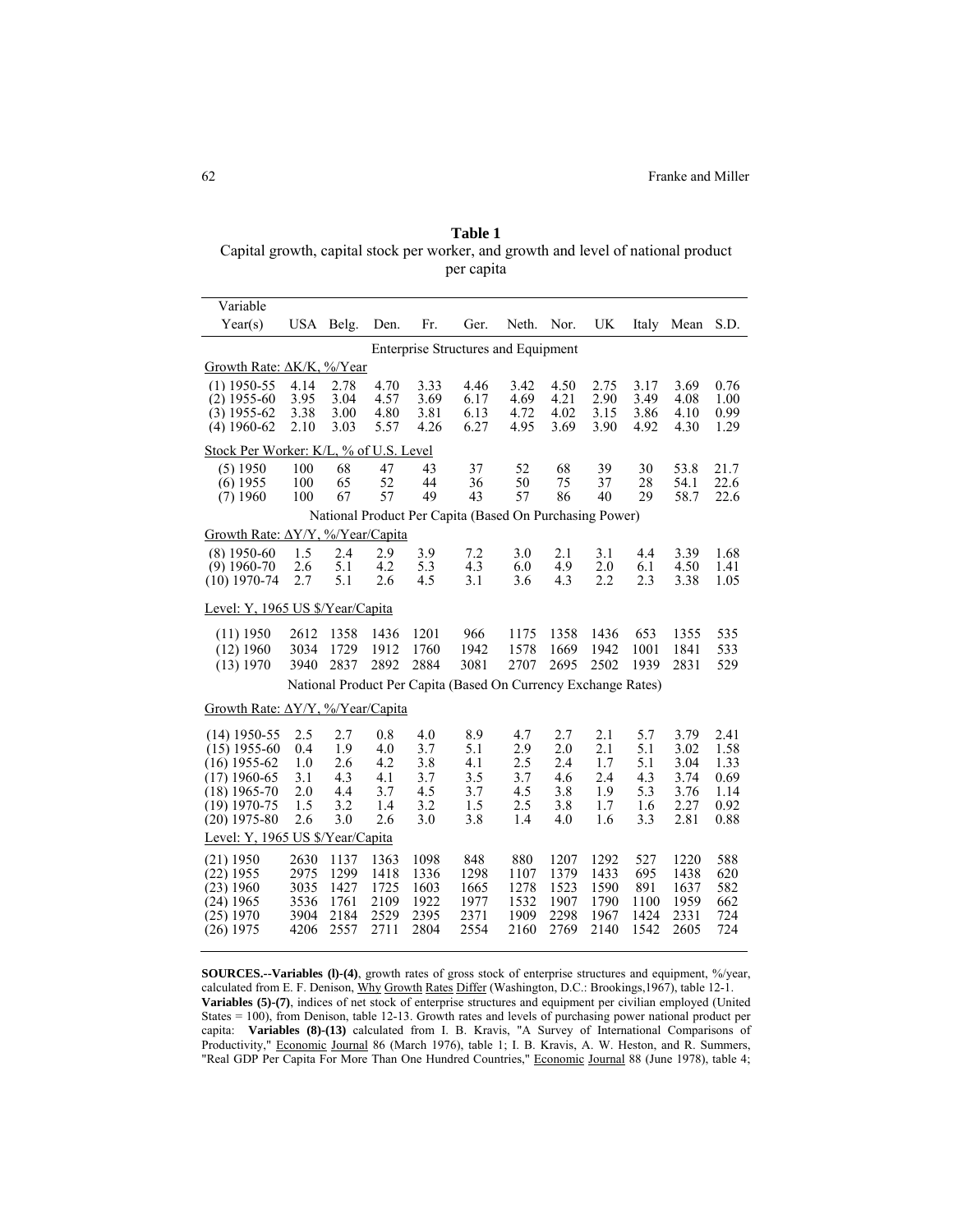**Table 1**
Capital growth, capital stock per worker, and growth and level of national product per capita

| Variable Year(s) | USA | Belg. | Den. | Fr. | Ger. | Neth. | Nor. | UK | Italy | Mean | S.D. |
|---|---|---|---|---|---|---|---|---|---|---|---|
| Enterprise Structures and Equipment | | | | | | | | | | | |
| Growth Rate: ΔK/K, %/Year | | | | | | | | | | | |
| (1) 1950-55 | 4.14 | 2.78 | 4.70 | 3.33 | 4.46 | 3.42 | 4.50 | 2.75 | 3.17 | 3.69 | 0.76 |
| (2) 1955-60 | 3.95 | 3.04 | 4.57 | 3.69 | 6.17 | 4.69 | 4.21 | 2.90 | 3.49 | 4.08 | 1.00 |
| (3) 1955-62 | 3.38 | 3.00 | 4.80 | 3.81 | 6.13 | 4.72 | 4.02 | 3.15 | 3.86 | 4.10 | 0.99 |
| (4) 1960-62 | 2.10 | 3.03 | 5.57 | 4.26 | 6.27 | 4.95 | 3.69 | 3.90 | 4.92 | 4.30 | 1.29 |
| Stock Per Worker: K/L, % of U.S. Level | | | | | | | | | | | |
| (5) 1950 | 100 | 68 | 47 | 43 | 37 | 52 | 68 | 39 | 30 | 53.8 | 21.7 |
| (6) 1955 | 100 | 65 | 52 | 44 | 36 | 50 | 75 | 37 | 28 | 54.1 | 22.6 |
| (7) 1960 | 100 | 67 | 57 | 49 | 43 | 57 | 86 | 40 | 29 | 58.7 | 22.6 |
| National Product Per Capita (Based On Purchasing Power) | | | | | | | | | | | |
| Growth Rate: ΔY/Y, %/Year/Capita | | | | | | | | | | | |
| (8) 1950-60 | 1.5 | 2.4 | 2.9 | 3.9 | 7.2 | 3.0 | 2.1 | 3.1 | 4.4 | 3.39 | 1.68 |
| (9) 1960-70 | 2.6 | 5.1 | 4.2 | 5.3 | 4.3 | 6.0 | 4.9 | 2.0 | 6.1 | 4.50 | 1.41 |
| (10) 1970-74 | 2.7 | 5.1 | 2.6 | 4.5 | 3.1 | 3.6 | 4.3 | 2.2 | 2.3 | 3.38 | 1.05 |
| Level: Y, 1965 US $/Year/Capita | | | | | | | | | | | |
| (11) 1950 | 2612 | 1358 | 1436 | 1201 | 966 | 1175 | 1358 | 1436 | 653 | 1355 | 535 |
| (12) 1960 | 3034 | 1729 | 1912 | 1760 | 1942 | 1578 | 1669 | 1942 | 1001 | 1841 | 533 |
| (13) 1970 | 3940 | 2837 | 2892 | 2884 | 3081 | 2707 | 2695 | 2502 | 1939 | 2831 | 529 |
| National Product Per Capita (Based On Currency Exchange Rates) | | | | | | | | | | | |
| Growth Rate: ΔY/Y, %/Year/Capita | | | | | | | | | | | |
| (14) 1950-55 | 2.5 | 2.7 | 0.8 | 4.0 | 8.9 | 4.7 | 2.7 | 2.1 | 5.7 | 3.79 | 2.41 |
| (15) 1955-60 | 0.4 | 1.9 | 4.0 | 3.7 | 5.1 | 2.9 | 2.0 | 2.1 | 5.1 | 3.02 | 1.58 |
| (16) 1955-62 | 1.0 | 2.6 | 4.2 | 3.8 | 4.1 | 2.5 | 2.4 | 1.7 | 5.1 | 3.04 | 1.33 |
| (17) 1960-65 | 3.1 | 4.3 | 4.1 | 3.7 | 3.5 | 3.7 | 4.6 | 2.4 | 4.3 | 3.74 | 0.69 |
| (18) 1965-70 | 2.0 | 4.4 | 3.7 | 4.5 | 3.7 | 4.5 | 3.8 | 1.9 | 5.3 | 3.76 | 1.14 |
| (19) 1970-75 | 1.5 | 3.2 | 1.4 | 3.2 | 1.5 | 2.5 | 3.8 | 1.7 | 1.6 | 2.27 | 0.92 |
| (20) 1975-80 | 2.6 | 3.0 | 2.6 | 3.0 | 3.8 | 1.4 | 4.0 | 1.6 | 3.3 | 2.81 | 0.88 |
| Level: Y, 1965 US $/Year/Capita | | | | | | | | | | | |
| (21) 1950 | 2630 | 1137 | 1363 | 1098 | 848 | 880 | 1207 | 1292 | 527 | 1220 | 588 |
| (22) 1955 | 2975 | 1299 | 1418 | 1336 | 1298 | 1107 | 1379 | 1433 | 695 | 1438 | 620 |
| (23) 1960 | 3035 | 1427 | 1725 | 1603 | 1665 | 1278 | 1523 | 1590 | 891 | 1637 | 582 |
| (24) 1965 | 3536 | 1761 | 2109 | 1922 | 1977 | 1532 | 1907 | 1790 | 1100 | 1959 | 662 |
| (25) 1970 | 3904 | 2184 | 2529 | 2395 | 2371 | 1909 | 2298 | 1967 | 1424 | 2331 | 724 |
| (26) 1975 | 4206 | 2557 | 2711 | 2804 | 2554 | 2160 | 2769 | 2140 | 1542 | 2605 | 724 |

**SOURCES.--Variables (l)-(4)**, growth rates of gross stock of enterprise structures and equipment, %/year, calculated from E. F. Denison, Why Growth Rates Differ (Washington, D.C.: Brookings,1967), table 12-1. **Variables (5)-(7)**, indices of net stock of enterprise structures and equipment per civilian employed (United States = 100), from Denison, table 12-13. Growth rates and levels of purchasing power national product per capita: **Variables (8)-(13)** calculated from I. B. Kravis, "A Survey of International Comparisons of Productivity," Economic Journal 86 (March 1976), table 1; I. B. Kravis, A. W. Heston, and R. Summers, "Real GDP Per Capita For More Than One Hundred Countries," Economic Journal 88 (June 1978), table 4;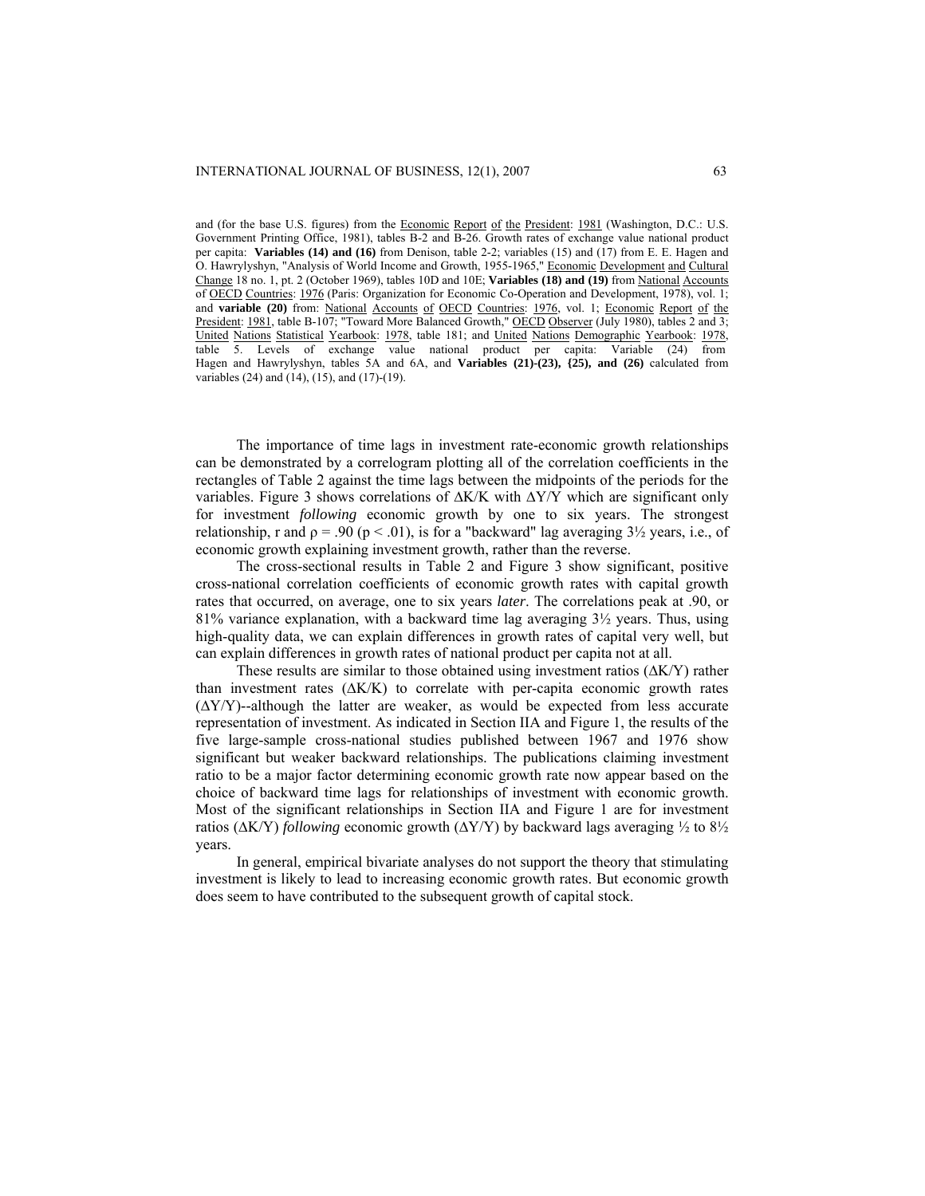and (for the base U.S. figures) from the Economic Report of the President: 1981 (Washington, D.C.: U.S. Government Printing Office, 1981), tables B-2 and B-26. Growth rates of exchange value national product per capita: **Variables (14) and (16)** from Denison, table 2-2; variables (15) and (17) from E. E. Hagen and O. Hawrylyshyn, "Analysis of World Income and Growth, 1955-1965," Economic Development and Cultural Change 18 no. 1, pt. 2 (October 1969), tables 10D and 10E; **Variables (18) and (19)** from National Accounts of OECD Countries: 1976 (Paris: Organization for Economic Co-Operation and Development, 1978), vol. 1; and **variable (20)** from: National Accounts of OECD Countries: 1976, vol. 1; Economic Report of the President: 1981, table B-107; "Toward More Balanced Growth," OECD Observer (July 1980), tables 2 and 3; United Nations Statistical Yearbook: 1978, table 181; and United Nations Demographic Yearbook: 1978, table 5. Levels of exchange value national product per capita: Variable (24) from Hagen and Hawrylyshyn, tables 5A and 6A, and **Variables (21)-(23), {25), and (26)** calculated from variables (24) and (14), (15), and (17)-(19).

The importance of time lags in investment rate-economic growth relationships can be demonstrated by a correlogram plotting all of the correlation coefficients in the rectangles of Table 2 against the time lags between the midpoints of the periods for the variables. Figure 3 shows correlations of $\Delta K/K$ with $\Delta Y/Y$ which are significant only for investment *following* economic growth by one to six years. The strongest relationship, r and $\rho = .90$ ($p < .01$), is for a "backward" lag averaging 3½ years, i.e., of economic growth explaining investment growth, rather than the reverse.

The cross-sectional results in Table 2 and Figure 3 show significant, positive cross-national correlation coefficients of economic growth rates with capital growth rates that occurred, on average, one to six years *later*. The correlations peak at .90, or 81% variance explanation, with a backward time lag averaging 3½ years. Thus, using high-quality data, we can explain differences in growth rates of capital very well, but can explain differences in growth rates of national product per capita not at all.

These results are similar to those obtained using investment ratios ($\Delta K/Y$) rather than investment rates ($\Delta K/K$) to correlate with per-capita economic growth rates ($\Delta Y/Y$)--although the latter are weaker, as would be expected from less accurate representation of investment. As indicated in Section IIA and Figure 1, the results of the five large-sample cross-national studies published between 1967 and 1976 show significant but weaker backward relationships. The publications claiming investment ratio to be a major factor determining economic growth rate now appear based on the choice of backward time lags for relationships of investment with economic growth. Most of the significant relationships in Section IIA and Figure 1 are for investment ratios ($\Delta K/Y$) *following* economic growth ($\Delta Y/Y$) by backward lags averaging ½ to 8½ years.

In general, empirical bivariate analyses do not support the theory that stimulating investment is likely to lead to increasing economic growth rates. But economic growth does seem to have contributed to the subsequent growth of capital stock.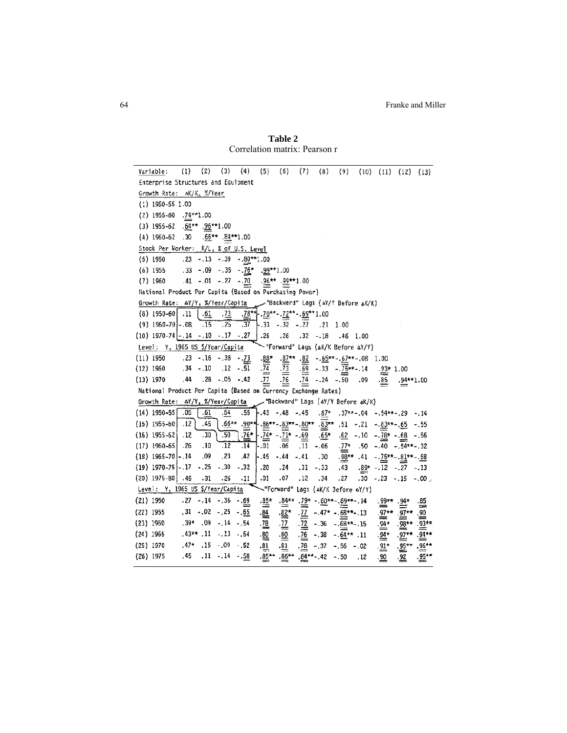**Table 2**
Correlation matrix: Pearson r

| Variable: | (1) | (2) | (3) | (4) | (5) | (6) | (7) | (8) | (9) | (10) | (11) | (12) | (13) |
|---|---|---|---|---|---|---|---|---|---|---|---|---|---|
| **Enterprise Structures and Equipment** | | | | | | | | | | | | | |
| Growth Rate: ΔK/K, %/Year | | | | | | | | | | | | | |
| (1) 1950-55 | 1.00 | | | | | | | | | | | | |
| (2) 1955-60 | .74** | 1.00 | | | | | | | | | | | |
| (3) 1955-62 | .64** | .96** | 1.00 | | | | | | | | | | |
| (4) 1960-62 | .30 | .66** | .84** | 1.00 | | | | | | | | | |
| Stock Per Worker: K/L, % of U.S. Level | | | | | | | | | | | | | |
| (5) 1950 | .23 | -.13 | -.39 | -.80** | 1.00 | | | | | | | | |
| (6) 1955 | .33 | -.09 | -.35 | -.76* | .99** | 1.00 | | | | | | | |
| (7) 1960 | .41 | -.01 | -.27 | -.70 | .96** | .99** | 1.00 | | | | | | |
| **National Product Per Capita (Based on Purchasing Power)** | | | | | | | | | | | | | |
| Growth Rate: ΔY/Y, %/Year/Capita — "Backward" Lags (ΔY/Y Before ΔK/K) | | | | | | | | | | | | | |
| (8) 1950-60 | .11 | .61 | .73 | .78** | -.70** | -.72** | -.69** | 1.00 | | | | | |
| (9) 1960-70 | -.08 | .15 | .25 | .37 | -.33 | -.32 | -.27 | .21 | 1.00 | | | | |
| (10) 1970-74 | -.14 | -.10 | -.17 | -.27 | .26 | .26 | .32 | -.18 | .46 | 1.00 | | | |
| Level: Y, 1965 US $/Year/Capita — "Forward" Lags (ΔK/K Before ΔY/Y) | | | | | | | | | | | | | |
| (11) 1950 | .23 | -.16 | -.38 | -.73 | .88* | .87** | .82 | -.65** | -.67** | -.08 | 1.00 | | |
| (12) 1960 | .34 | -.10 | .12 | -.51 | .74 | .73 | .69 | -.33 | -.75** | -.14 | .93* | 1.00 | |
| (13) 1970 | .44 | .28 | -.05 | -.42 | .77 | .76 | .74 | -.24 | -.50 | .09 | .85 | .94** | 1.00 |
| **National Product Per Capita (Based on Currency Exchange Rates)** | | | | | | | | | | | | | |
| Growth Rate: ΔY/Y, %/Year/Capita — "Backward" Lags (ΔY/Y Before ΔK/K) | | | | | | | | | | | | | |
| (14) 1950-55 | .05 | .61 | .64 | .55 | -.43 | -.48 | -.45 | .87* | .37** | -.04 | -.54** | -.29 | -.14 |
| (15) 1955-60 | .12 | .45 | .66** | .90** | -.86** | -.83** | -.80** | .83** | .51 | -.21 | -.83** | -.65 | -.55 |
| (16) 1955-62 | .12 | .30 | .50 | .76* | -.74* | -.71* | -.69 | .65* | .62 | -.10 | -.78* | -.68 | -.56 |
| (17) 1960-65 | .26 | .10 | .12 | .14 | -.01 | .06 | .11 | -.06 | .77* | .50 | -.40 | -.54** | -.32 |
| (18) 1965-70 | -.14 | .09 | .23 | .42 | -.46 | -.44 | -.41 | .30 | .98** | .41 | -.75** | -.81** | -.58 |
| (19) 1970-75 | -.17 | -.25 | -.30 | -.32 | .20 | .24 | .31 | -.33 | .43 | .89* | -.12 | -.27 | -.13 |
| (20) 1975-80 | .45 | .31 | .26 | .11 | .01 | .07 | .12 | .34 | .27 | .30 | -.23 | -.15 | -.00 |
| Level: Y, 1965 US $/Year/Capita — "Forward" Lags (ΔK/K Before ΔY/Y) | | | | | | | | | | | | | |
| (21) 1950 | .27 | -.14 | -.36 | -.69 | .85* | .84** | .79* | -.60** | -.69** | -.14 | .99** | .94* | .85 |
| (22) 1955 | .31 | -.02 | -.25 | -.65 | .84 | .82* | .77 | -.47* | -.68** | -.13 | .97** | .97** | .90 |
| (23) 1960 | .39* | .09 | -.14 | -.54 | .78 | .77 | .72 | -.36 | -.68** | -.15 | .94* | .98** | .93** |
| (24) 1965 | .43** | .11 | -.13 | -.54 | .80 | .80 | .76 | -.38 | -.64** | .11 | .94* | .97** | .94** |
| (25) 1970 | .47* | .15 | -.09 | -.52 | .81 | .81 | .78 | -.37 | -.56 | -.02 | .91* | .95** | .96** |
| (26) 1975 | .45 | .11 | -.14 | -.58 | .85** | .86** | .84** | -.42 | -.50 | .12 | .90 | .92 | .95** |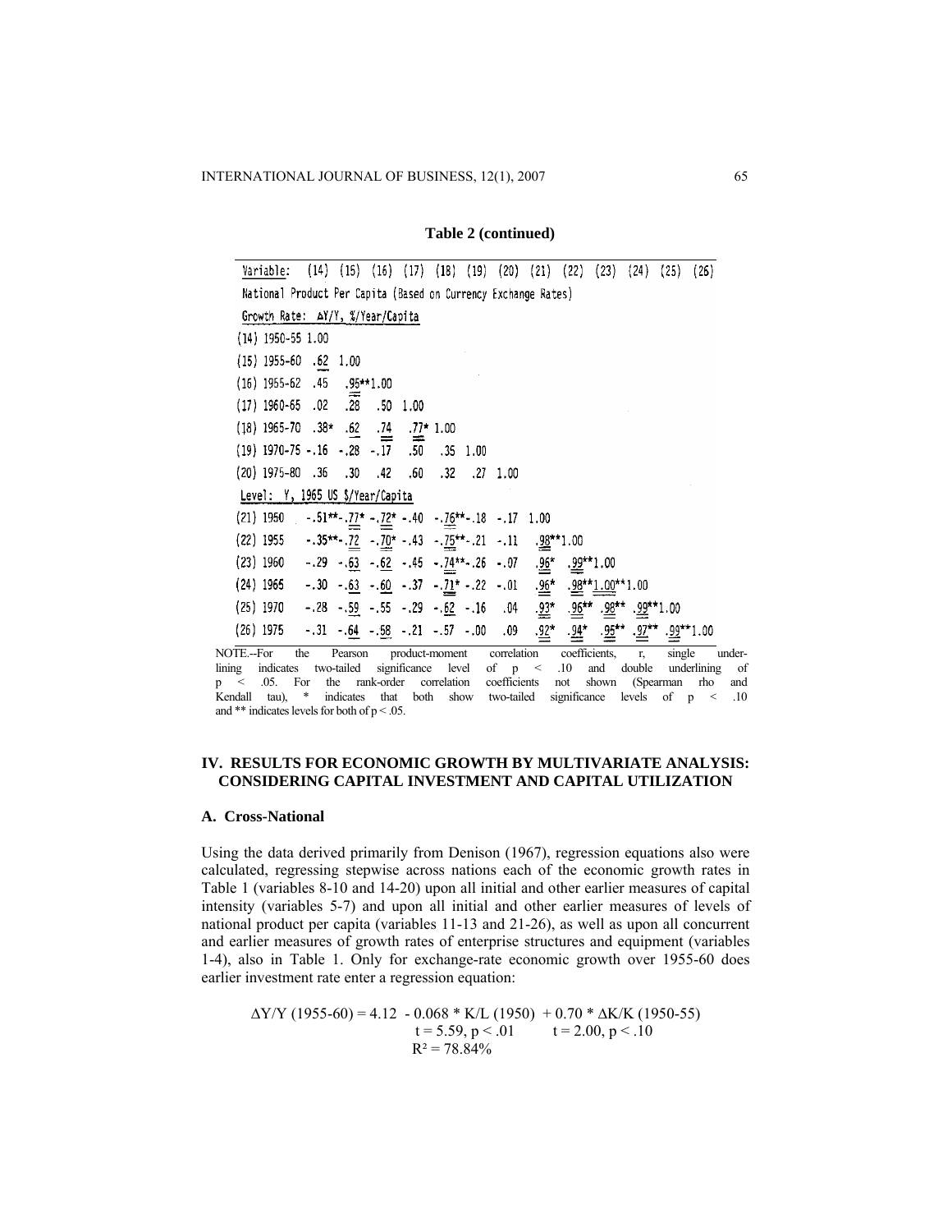**Table 2 (continued)**

| Variable: | (14) | (15) | (16) | (17) | (18) | (19) | (20) | (21) | (22) | (23) | (24) | (25) | (26) |
|---|---|---|---|---|---|---|---|---|---|---|---|---|---|
| National Product Per Capita (Based on Currency Exchange Rates) | | | | | | | | | | | | | |
| Growth Rate: ΔY/Y, %/Year/Capita | | | | | | | | | | | | | |
| (14) 1950-55 | 1.00 | | | | | | | | | | | | |
| (15) 1955-60 | .62 | 1.00 | | | | | | | | | | | |
| (16) 1955-62 | .45 | .95** | 1.00 | | | | | | | | | | |
| (17) 1960-65 | .02 | .28 | .50 | 1.00 | | | | | | | | | |
| (18) 1965-70 | .38* | .62 | .74 | .77* | 1.00 | | | | | | | | |
| (19) 1970-75 | -.16 | -.28 | -.17 | .50 | .35 | 1.00 | | | | | | | |
| (20) 1975-80 | .36 | .30 | .42 | .60 | .32 | .27 | 1.00 | | | | | | |
| Level: Y, 1965 US $/Year/Capita | | | | | | | | | | | | | |
| (21) 1950 | -.51** | -.77* | -.72* | -.40 | -.76** | -.18 | -.17 | 1.00 | | | | | |
| (22) 1955 | -.35** | -.72 | -.70* | -.43 | -.75** | -.21 | -.11 | .98** | 1.00 | | | | |
| (23) 1960 | -.29 | -.63 | -.62 | -.45 | -.74** | -.26 | -.07 | .96* | .99** | 1.00 | | | |
| (24) 1965 | -.30 | -.63 | -.60 | -.37 | -.71* | -.22 | -.01 | .96* | .98** | 1.00** | 1.00 | | |
| (25) 1970 | -.28 | -.59 | -.55 | -.29 | -.62 | -.16 | .04 | .93* | .96** | .98** | .99** | 1.00 | |
| (26) 1975 | -.31 | -.64 | -.58 | -.21 | -.57 | -.00 | .09 | .92* | .94* | .95** | .97** | .99** | 1.00 |

NOTE.--For the Pearson product-moment correlation coefficients, r, single underlining indicates two-tailed significance level of $p < .10$ and double underlining of $p < .05$. For the rank-order correlation coefficients not shown (Spearman rho and Kendall tau), * indicates that both show two-tailed significance levels of $p < .10$ and ** indicates levels for both of $p < .05$.

## IV. RESULTS FOR ECONOMIC GROWTH BY MULTIVARIATE ANALYSIS: CONSIDERING CAPITAL INVESTMENT AND CAPITAL UTILIZATION

### A. Cross-National

Using the data derived primarily from Denison (1967), regression equations also were calculated, regressing stepwise across nations each of the economic growth rates in Table 1 (variables 8-10 and 14-20) upon all initial and other earlier measures of capital intensity (variables 5-7) and upon all initial and other earlier measures of levels of national product per capita (variables 11-13 and 21-26), as well as upon all concurrent and earlier measures of growth rates of enterprise structures and equipment (variables 1-4), also in Table 1. Only for exchange-rate economic growth over 1955-60 does earlier investment rate enter a regression equation:

$$\Delta Y/Y\ (1955\text{-}60) = 4.12 - 0.068 * K/L\ (1950) + 0.70 * \Delta K/K\ (1950\text{-}55)$$

$$t = 5.59,\ p < .01 \qquad t = 2.00,\ p < .10$$

$$R^2 = 78.84\%$$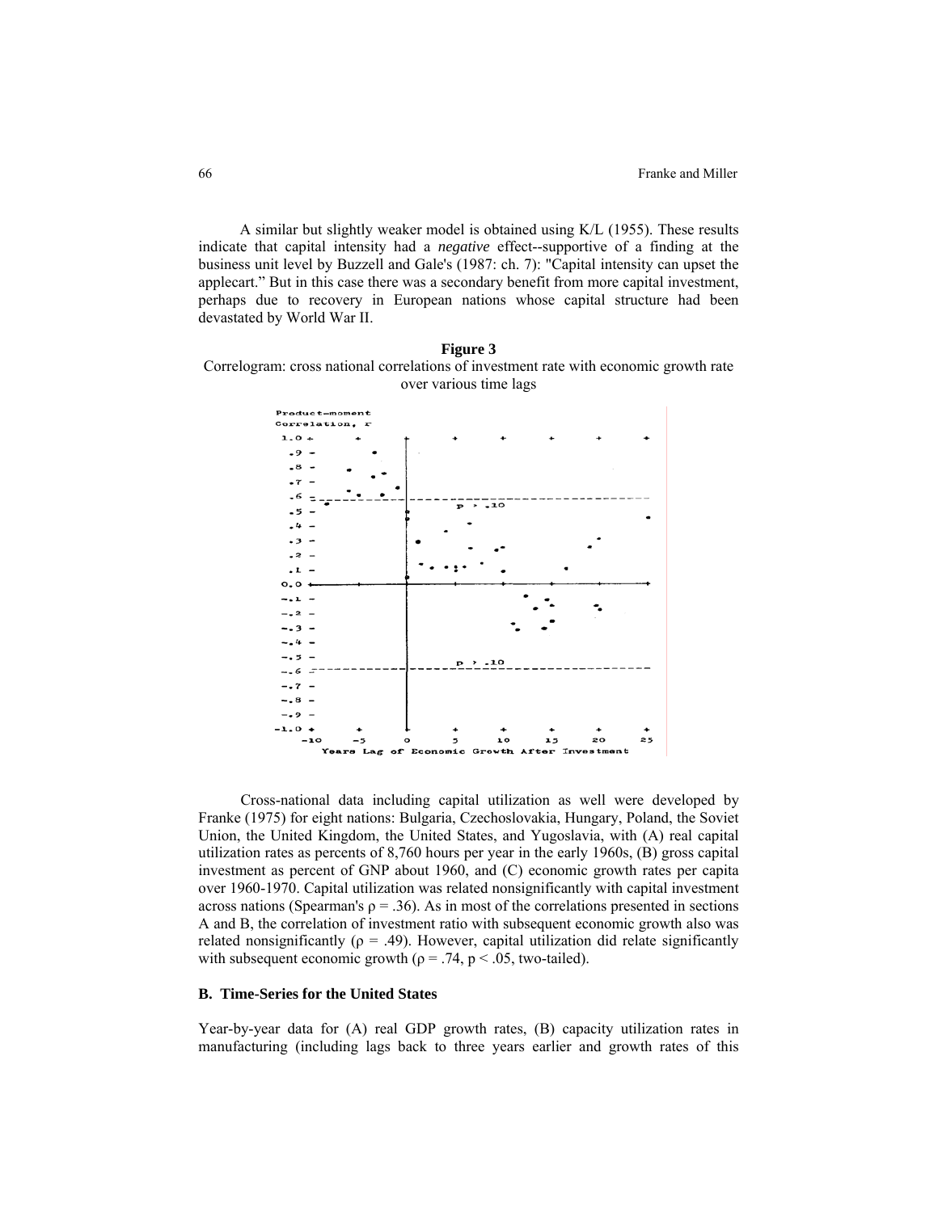A similar but slightly weaker model is obtained using K/L (1955). These results indicate that capital intensity had a *negative* effect--supportive of a finding at the business unit level by Buzzell and Gale's (1987: ch. 7): "Capital intensity can upset the applecart." But in this case there was a secondary benefit from more capital investment, perhaps due to recovery in European nations whose capital structure had been devastated by World War II.

**Figure 3**
Correlogram: cross national correlations of investment rate with economic growth rate over various time lags

Cross-national data including capital utilization as well were developed by Franke (1975) for eight nations: Bulgaria, Czechoslovakia, Hungary, Poland, the Soviet Union, the United Kingdom, the United States, and Yugoslavia, with (A) real capital utilization rates as percents of 8,760 hours per year in the early 1960s, (B) gross capital investment as percent of GNP about 1960, and (C) economic growth rates per capita over 1960-1970. Capital utilization was related nonsignificantly with capital investment across nations (Spearman's $\rho = .36$). As in most of the correlations presented in sections A and B, the correlation of investment ratio with subsequent economic growth also was related nonsignificantly ($\rho = .49$). However, capital utilization did relate significantly with subsequent economic growth ($\rho = .74$, $p < .05$, two-tailed).

### B. Time-Series for the United States

Year-by-year data for (A) real GDP growth rates, (B) capacity utilization rates in manufacturing (including lags back to three years earlier and growth rates of this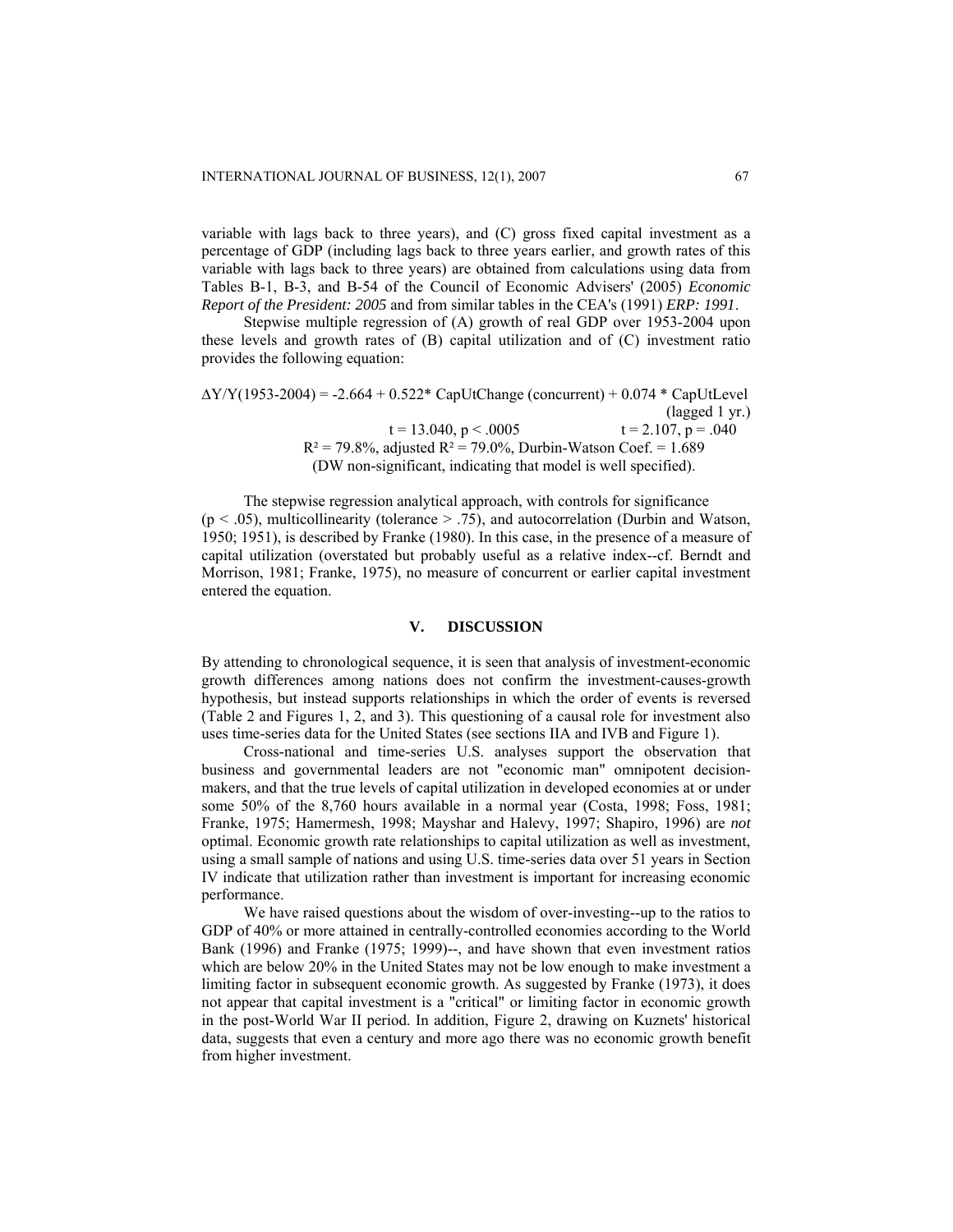variable with lags back to three years), and (C) gross fixed capital investment as a percentage of GDP (including lags back to three years earlier, and growth rates of this variable with lags back to three years) are obtained from calculations using data from Tables B-1, B-3, and B-54 of the Council of Economic Advisers' (2005) *Economic Report of the President: 2005* and from similar tables in the CEA's (1991) *ERP: 1991*.

Stepwise multiple regression of (A) growth of real GDP over 1953-2004 upon these levels and growth rates of (B) capital utilization and of (C) investment ratio provides the following equation:

$$\Delta Y/Y(1953\text{-}2004) = -2.664 + 0.522 * \text{CapUtChange (concurrent)} + 0.074 * \text{CapUtLevel (lagged 1 yr.)}$$

$t = 13.040$, $p < .0005$ $\qquad$ $t = 2.107$, $p = .040$

$R^2 = 79.8\%$, adjusted $R^2 = 79.0\%$, Durbin-Watson Coef. = 1.689 (DW non-significant, indicating that model is well specified).

The stepwise regression analytical approach, with controls for significance ($p < .05$), multicollinearity (tolerance > .75), and autocorrelation (Durbin and Watson, 1950; 1951), is described by Franke (1980). In this case, in the presence of a measure of capital utilization (overstated but probably useful as a relative index--cf. Berndt and Morrison, 1981; Franke, 1975), no measure of concurrent or earlier capital investment entered the equation.

## V. DISCUSSION

By attending to chronological sequence, it is seen that analysis of investment-economic growth differences among nations does not confirm the investment-causes-growth hypothesis, but instead supports relationships in which the order of events is reversed (Table 2 and Figures 1, 2, and 3). This questioning of a causal role for investment also uses time-series data for the United States (see sections IIA and IVB and Figure 1).

Cross-national and time-series U.S. analyses support the observation that business and governmental leaders are not "economic man" omnipotent decision-makers, and that the true levels of capital utilization in developed economies at or under some 50% of the 8,760 hours available in a normal year (Costa, 1998; Foss, 1981; Franke, 1975; Hamermesh, 1998; Mayshar and Halevy, 1997; Shapiro, 1996) are *not* optimal. Economic growth rate relationships to capital utilization as well as investment, using a small sample of nations and using U.S. time-series data over 51 years in Section IV indicate that utilization rather than investment is important for increasing economic performance.

We have raised questions about the wisdom of over-investing--up to the ratios to GDP of 40% or more attained in centrally-controlled economies according to the World Bank (1996) and Franke (1975; 1999)--, and have shown that even investment ratios which are below 20% in the United States may not be low enough to make investment a limiting factor in subsequent economic growth. As suggested by Franke (1973), it does not appear that capital investment is a "critical" or limiting factor in economic growth in the post-World War II period. In addition, Figure 2, drawing on Kuznets' historical data, suggests that even a century and more ago there was no economic growth benefit from higher investment.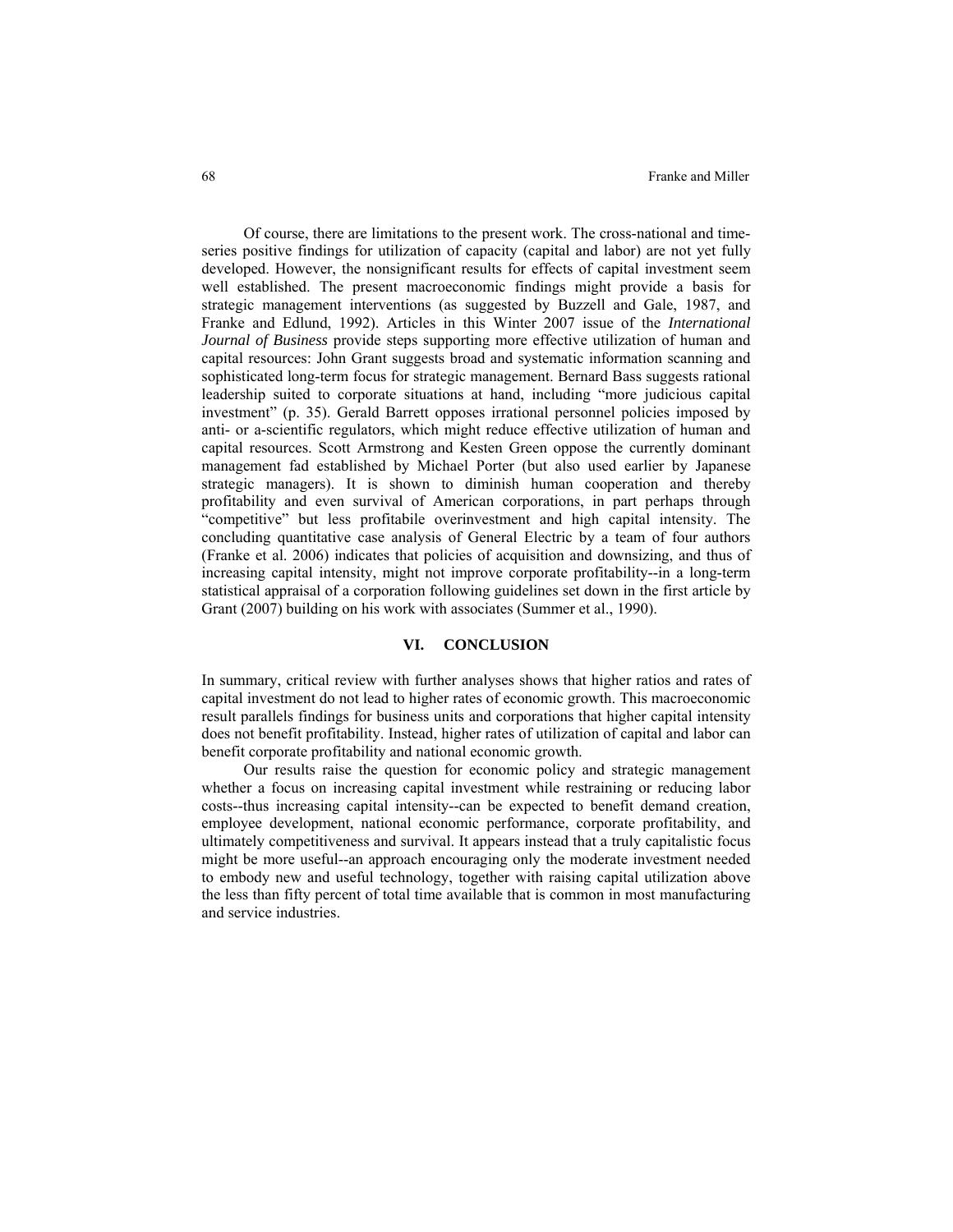Of course, there are limitations to the present work. The cross-national and time-series positive findings for utilization of capacity (capital and labor) are not yet fully developed. However, the nonsignificant results for effects of capital investment seem well established. The present macroeconomic findings might provide a basis for strategic management interventions (as suggested by Buzzell and Gale, 1987, and Franke and Edlund, 1992). Articles in this Winter 2007 issue of the *International Journal of Business* provide steps supporting more effective utilization of human and capital resources: John Grant suggests broad and systematic information scanning and sophisticated long-term focus for strategic management. Bernard Bass suggests rational leadership suited to corporate situations at hand, including "more judicious capital investment" (p. 35). Gerald Barrett opposes irrational personnel policies imposed by anti- or a-scientific regulators, which might reduce effective utilization of human and capital resources. Scott Armstrong and Kesten Green oppose the currently dominant management fad established by Michael Porter (but also used earlier by Japanese strategic managers). It is shown to diminish human cooperation and thereby profitability and even survival of American corporations, in part perhaps through "competitive" but less profitabile overinvestment and high capital intensity. The concluding quantitative case analysis of General Electric by a team of four authors (Franke et al. 2006) indicates that policies of acquisition and downsizing, and thus of increasing capital intensity, might not improve corporate profitability--in a long-term statistical appraisal of a corporation following guidelines set down in the first article by Grant (2007) building on his work with associates (Summer et al., 1990).

## VI. CONCLUSION

In summary, critical review with further analyses shows that higher ratios and rates of capital investment do not lead to higher rates of economic growth. This macroeconomic result parallels findings for business units and corporations that higher capital intensity does not benefit profitability. Instead, higher rates of utilization of capital and labor can benefit corporate profitability and national economic growth.

Our results raise the question for economic policy and strategic management whether a focus on increasing capital investment while restraining or reducing labor costs--thus increasing capital intensity--can be expected to benefit demand creation, employee development, national economic performance, corporate profitability, and ultimately competitiveness and survival. It appears instead that a truly capitalistic focus might be more useful--an approach encouraging only the moderate investment needed to embody new and useful technology, together with raising capital utilization above the less than fifty percent of total time available that is common in most manufacturing and service industries.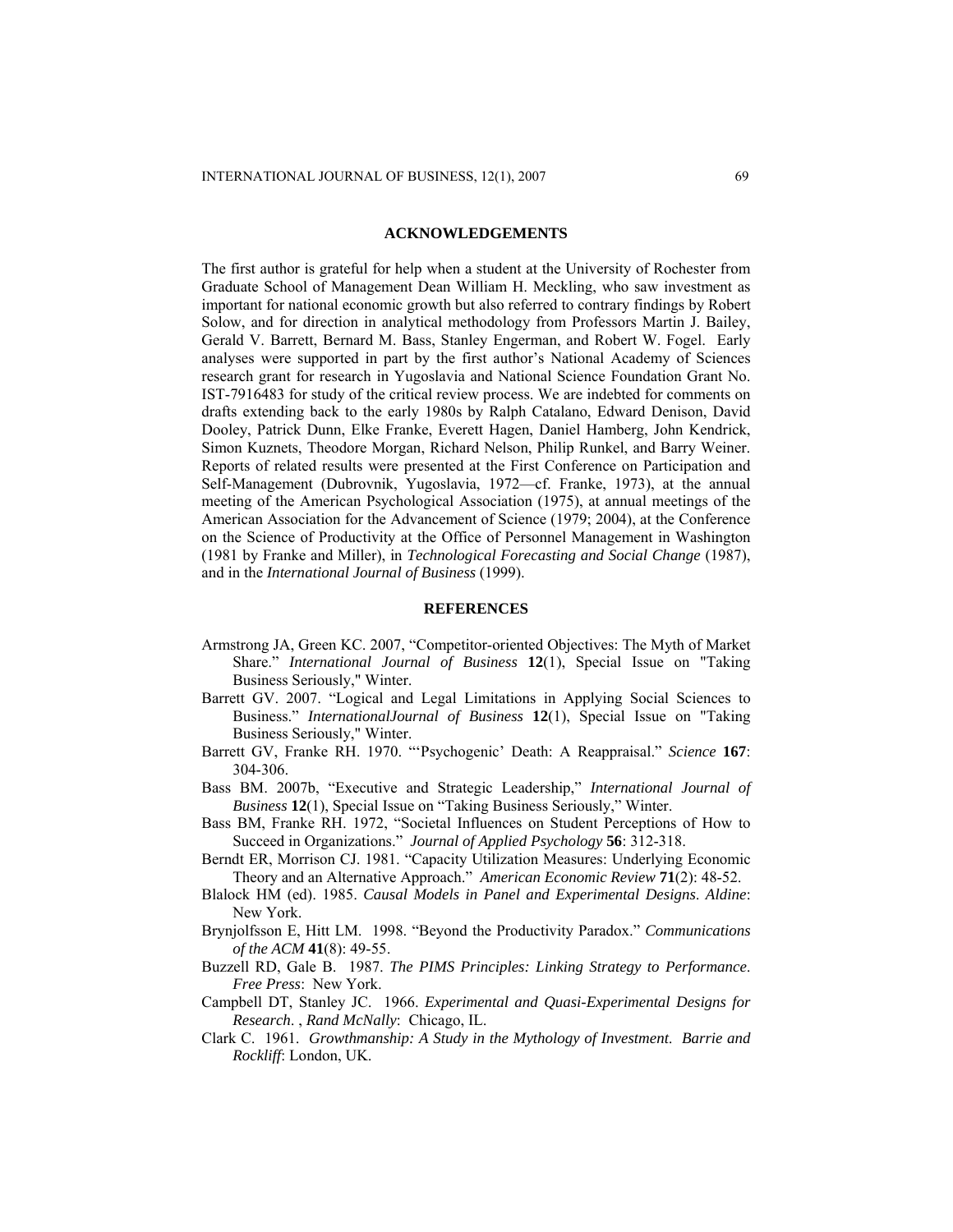## ACKNOWLEDGEMENTS

The first author is grateful for help when a student at the University of Rochester from Graduate School of Management Dean William H. Meckling, who saw investment as important for national economic growth but also referred to contrary findings by Robert Solow, and for direction in analytical methodology from Professors Martin J. Bailey, Gerald V. Barrett, Bernard M. Bass, Stanley Engerman, and Robert W. Fogel. Early analyses were supported in part by the first author's National Academy of Sciences research grant for research in Yugoslavia and National Science Foundation Grant No. IST-7916483 for study of the critical review process. We are indebted for comments on drafts extending back to the early 1980s by Ralph Catalano, Edward Denison, David Dooley, Patrick Dunn, Elke Franke, Everett Hagen, Daniel Hamberg, John Kendrick, Simon Kuznets, Theodore Morgan, Richard Nelson, Philip Runkel, and Barry Weiner. Reports of related results were presented at the First Conference on Participation and Self-Management (Dubrovnik, Yugoslavia, 1972—cf. Franke, 1973), at the annual meeting of the American Psychological Association (1975), at annual meetings of the American Association for the Advancement of Science (1979; 2004), at the Conference on the Science of Productivity at the Office of Personnel Management in Washington (1981 by Franke and Miller), in *Technological Forecasting and Social Change* (1987), and in the *International Journal of Business* (1999).

## REFERENCES

Armstrong JA, Green KC. 2007, "Competitor-oriented Objectives: The Myth of Market Share." *International Journal of Business* **12**(1), Special Issue on "Taking Business Seriously," Winter.

Barrett GV. 2007. "Logical and Legal Limitations in Applying Social Sciences to Business." *InternationalJournal of Business* **12**(1), Special Issue on "Taking Business Seriously," Winter.

Barrett GV, Franke RH. 1970. "'Psychogenic' Death: A Reappraisal." *Science* **167**: 304-306.

Bass BM. 2007b, "Executive and Strategic Leadership," *International Journal of Business* **12**(1), Special Issue on "Taking Business Seriously," Winter.

Bass BM, Franke RH. 1972, "Societal Influences on Student Perceptions of How to Succeed in Organizations." *Journal of Applied Psychology* **56**: 312-318.

Berndt ER, Morrison CJ. 1981. "Capacity Utilization Measures: Underlying Economic Theory and an Alternative Approach." *American Economic Review* **71**(2): 48-52.

Blalock HM (ed). 1985. *Causal Models in Panel and Experimental Designs*. *Aldine*: New York.

Brynjolfsson E, Hitt LM. 1998. "Beyond the Productivity Paradox." *Communications of the ACM* **41**(8): 49-55.

Buzzell RD, Gale B. 1987. *The PIMS Principles: Linking Strategy to Performance*. *Free Press*: New York.

Campbell DT, Stanley JC. 1966. *Experimental and Quasi-Experimental Designs for Research*. , *Rand McNally*: Chicago, IL.

Clark C. 1961. *Growthmanship: A Study in the Mythology of Investment*. *Barrie and Rockliff*: London, UK.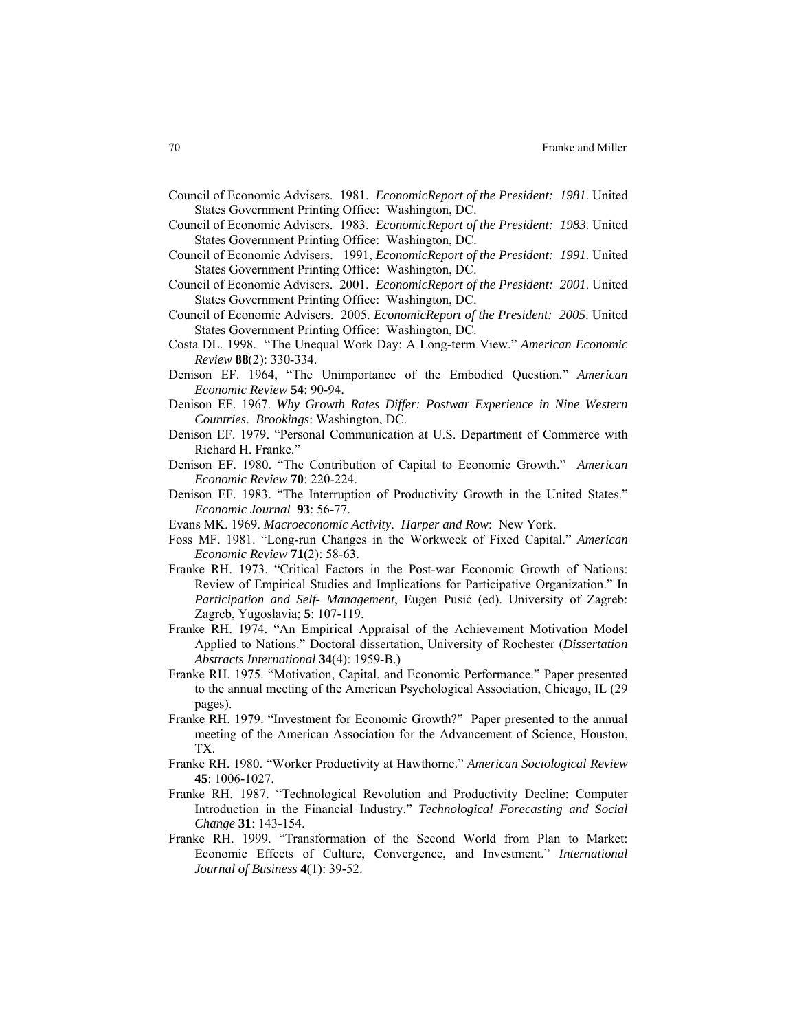Council of Economic Advisers. 1981. *EconomicReport of the President: 1981*. United States Government Printing Office: Washington, DC.

Council of Economic Advisers. 1983. *EconomicReport of the President: 1983*. United States Government Printing Office: Washington, DC.

Council of Economic Advisers. 1991, *EconomicReport of the President: 1991*. United States Government Printing Office: Washington, DC.

Council of Economic Advisers. 2001. *EconomicReport of the President: 2001*. United States Government Printing Office: Washington, DC.

Council of Economic Advisers. 2005. *EconomicReport of the President: 2005*. United States Government Printing Office: Washington, DC.

Costa DL. 1998. "The Unequal Work Day: A Long-term View." *American Economic Review* **88**(2): 330-334.

Denison EF. 1964, "The Unimportance of the Embodied Question." *American Economic Review* **54**: 90-94.

Denison EF. 1967. *Why Growth Rates Differ: Postwar Experience in Nine Western Countries*. *Brookings*: Washington, DC.

Denison EF. 1979. "Personal Communication at U.S. Department of Commerce with Richard H. Franke."

Denison EF. 1980. "The Contribution of Capital to Economic Growth." *American Economic Review* **70**: 220-224.

Denison EF. 1983. "The Interruption of Productivity Growth in the United States." *Economic Journal* **93**: 56-77.

Evans MK. 1969. *Macroeconomic Activity*. *Harper and Row*: New York.

Foss MF. 1981. "Long-run Changes in the Workweek of Fixed Capital." *American Economic Review* **71**(2): 58-63.

Franke RH. 1973. "Critical Factors in the Post-war Economic Growth of Nations: Review of Empirical Studies and Implications for Participative Organization." In *Participation and Self- Management*, Eugen Pusić (ed). University of Zagreb: Zagreb, Yugoslavia; **5**: 107-119.

Franke RH. 1974. "An Empirical Appraisal of the Achievement Motivation Model Applied to Nations." Doctoral dissertation, University of Rochester (*Dissertation Abstracts International* **34**(4): 1959-B.)

Franke RH. 1975. "Motivation, Capital, and Economic Performance." Paper presented to the annual meeting of the American Psychological Association, Chicago, IL (29 pages).

Franke RH. 1979. "Investment for Economic Growth?" Paper presented to the annual meeting of the American Association for the Advancement of Science, Houston, TX.

Franke RH. 1980. "Worker Productivity at Hawthorne." *American Sociological Review* **45**: 1006-1027.

Franke RH. 1987. "Technological Revolution and Productivity Decline: Computer Introduction in the Financial Industry." *Technological Forecasting and Social Change* **31**: 143-154.

Franke RH. 1999. "Transformation of the Second World from Plan to Market: Economic Effects of Culture, Convergence, and Investment." *International Journal of Business* **4**(1): 39-52.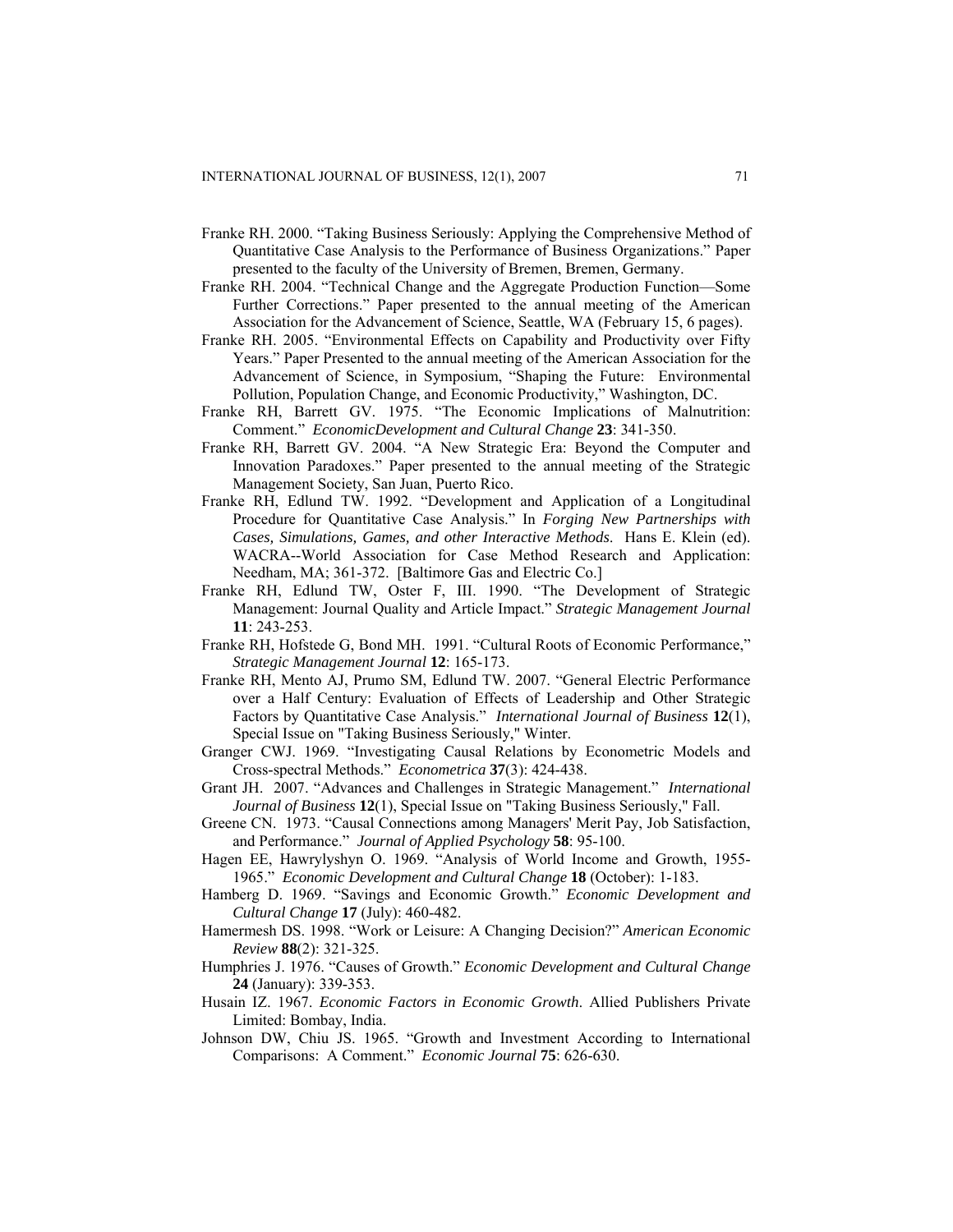Franke RH. 2000. "Taking Business Seriously: Applying the Comprehensive Method of Quantitative Case Analysis to the Performance of Business Organizations." Paper presented to the faculty of the University of Bremen, Bremen, Germany.

Franke RH. 2004. "Technical Change and the Aggregate Production Function—Some Further Corrections." Paper presented to the annual meeting of the American Association for the Advancement of Science, Seattle, WA (February 15, 6 pages).

Franke RH. 2005. "Environmental Effects on Capability and Productivity over Fifty Years." Paper Presented to the annual meeting of the American Association for the Advancement of Science, in Symposium, "Shaping the Future: Environmental Pollution, Population Change, and Economic Productivity," Washington, DC.

Franke RH, Barrett GV. 1975. "The Economic Implications of Malnutrition: Comment." *EconomicDevelopment and Cultural Change* **23**: 341-350.

Franke RH, Barrett GV. 2004. "A New Strategic Era: Beyond the Computer and Innovation Paradoxes." Paper presented to the annual meeting of the Strategic Management Society, San Juan, Puerto Rico.

Franke RH, Edlund TW. 1992. "Development and Application of a Longitudinal Procedure for Quantitative Case Analysis." In *Forging New Partnerships with Cases, Simulations, Games, and other Interactive Methods*. Hans E. Klein (ed). WACRA--World Association for Case Method Research and Application: Needham, MA; 361-372. [Baltimore Gas and Electric Co.]

Franke RH, Edlund TW, Oster F, III. 1990. "The Development of Strategic Management: Journal Quality and Article Impact." *Strategic Management Journal* **11**: 243-253.

Franke RH, Hofstede G, Bond MH. 1991. "Cultural Roots of Economic Performance," *Strategic Management Journal* **12**: 165-173.

Franke RH, Mento AJ, Prumo SM, Edlund TW. 2007. "General Electric Performance over a Half Century: Evaluation of Effects of Leadership and Other Strategic Factors by Quantitative Case Analysis." *International Journal of Business* **12**(1), Special Issue on "Taking Business Seriously," Winter.

Granger CWJ. 1969. "Investigating Causal Relations by Econometric Models and Cross-spectral Methods." *Econometrica* **37**(3): 424-438.

Grant JH. 2007. "Advances and Challenges in Strategic Management." *International Journal of Business* **12**(1), Special Issue on "Taking Business Seriously," Fall.

Greene CN. 1973. "Causal Connections among Managers' Merit Pay, Job Satisfaction, and Performance." *Journal of Applied Psychology* **58**: 95-100.

Hagen EE, Hawrylyshyn O. 1969. "Analysis of World Income and Growth, 1955-1965." *Economic Development and Cultural Change* **18** (October): 1-183.

Hamberg D. 1969. "Savings and Economic Growth." *Economic Development and Cultural Change* **17** (July): 460-482.

Hamermesh DS. 1998. "Work or Leisure: A Changing Decision?" *American Economic Review* **88**(2): 321-325.

Humphries J. 1976. "Causes of Growth." *Economic Development and Cultural Change* **24** (January): 339-353.

Husain IZ. 1967. *Economic Factors in Economic Growth*. Allied Publishers Private Limited: Bombay, India.

Johnson DW, Chiu JS. 1965. "Growth and Investment According to International Comparisons: A Comment." *Economic Journal* **75**: 626-630.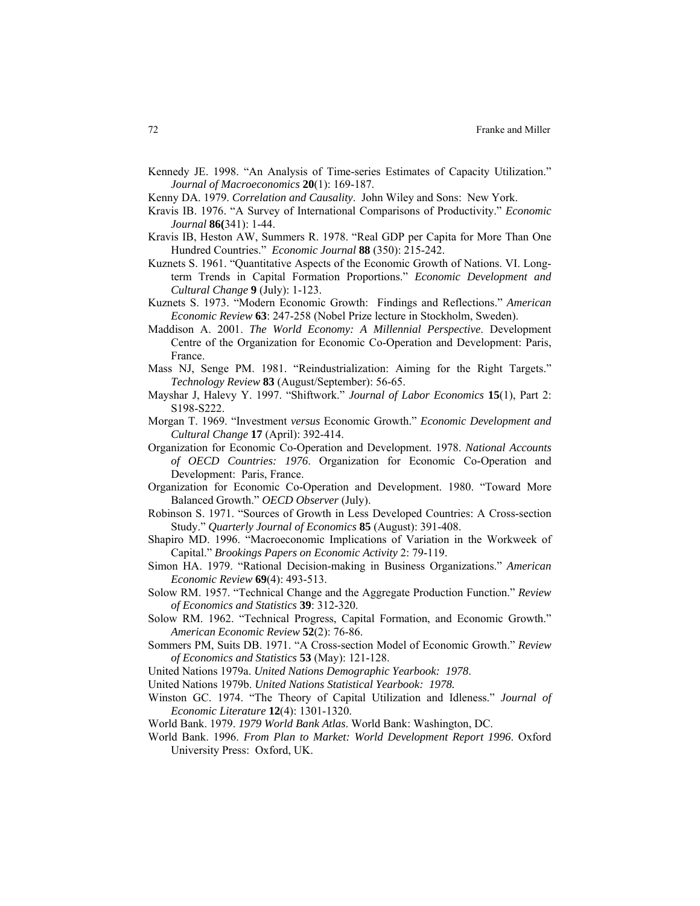Kennedy JE. 1998. "An Analysis of Time-series Estimates of Capacity Utilization." *Journal of Macroeconomics* **20**(1): 169-187.

Kenny DA. 1979. *Correlation and Causality*. John Wiley and Sons: New York.

Kravis IB. 1976. "A Survey of International Comparisons of Productivity." *Economic Journal* **86(**341): 1-44.

Kravis IB, Heston AW, Summers R. 1978. "Real GDP per Capita for More Than One Hundred Countries." *Economic Journal* **88** (350): 215-242.

Kuznets S. 1961. "Quantitative Aspects of the Economic Growth of Nations. VI. Long-term Trends in Capital Formation Proportions." *Economic Development and Cultural Change* **9** (July): 1-123.

Kuznets S. 1973. "Modern Economic Growth: Findings and Reflections." *American Economic Review* **63**: 247-258 (Nobel Prize lecture in Stockholm, Sweden).

Maddison A. 2001. *The World Economy: A Millennial Perspective*. Development Centre of the Organization for Economic Co-Operation and Development: Paris, France.

Mass NJ, Senge PM. 1981. "Reindustrialization: Aiming for the Right Targets." *Technology Review* **83** (August/September): 56-65.

Mayshar J, Halevy Y. 1997. "Shiftwork." *Journal of Labor Economics* **15**(1), Part 2: S198-S222.

Morgan T. 1969. "Investment *versus* Economic Growth." *Economic Development and Cultural Change* **17** (April): 392-414.

Organization for Economic Co-Operation and Development. 1978. *National Accounts of OECD Countries: 1976*. Organization for Economic Co-Operation and Development: Paris, France.

Organization for Economic Co-Operation and Development. 1980. "Toward More Balanced Growth." *OECD Observer* (July).

Robinson S. 1971. "Sources of Growth in Less Developed Countries: A Cross-section Study." *Quarterly Journal of Economics* **85** (August): 391-408.

Shapiro MD. 1996. "Macroeconomic Implications of Variation in the Workweek of Capital." *Brookings Papers on Economic Activity* 2: 79-119.

Simon HA. 1979. "Rational Decision-making in Business Organizations." *American Economic Review* **69**(4): 493-513.

Solow RM. 1957. "Technical Change and the Aggregate Production Function." *Review of Economics and Statistics* **39**: 312-320.

Solow RM. 1962. "Technical Progress, Capital Formation, and Economic Growth." *American Economic Review* **52**(2): 76-86.

Sommers PM, Suits DB. 1971. "A Cross-section Model of Economic Growth." *Review of Economics and Statistics* **53** (May): 121-128.

United Nations 1979a. *United Nations Demographic Yearbook: 1978*.

United Nations 1979b. *United Nations Statistical Yearbook: 1978.*

Winston GC. 1974. "The Theory of Capital Utilization and Idleness." *Journal of Economic Literature* **12**(4): 1301-1320.

World Bank. 1979. *1979 World Bank Atlas*. World Bank: Washington, DC.

World Bank. 1996. *From Plan to Market: World Development Report 1996*. Oxford University Press: Oxford, UK.